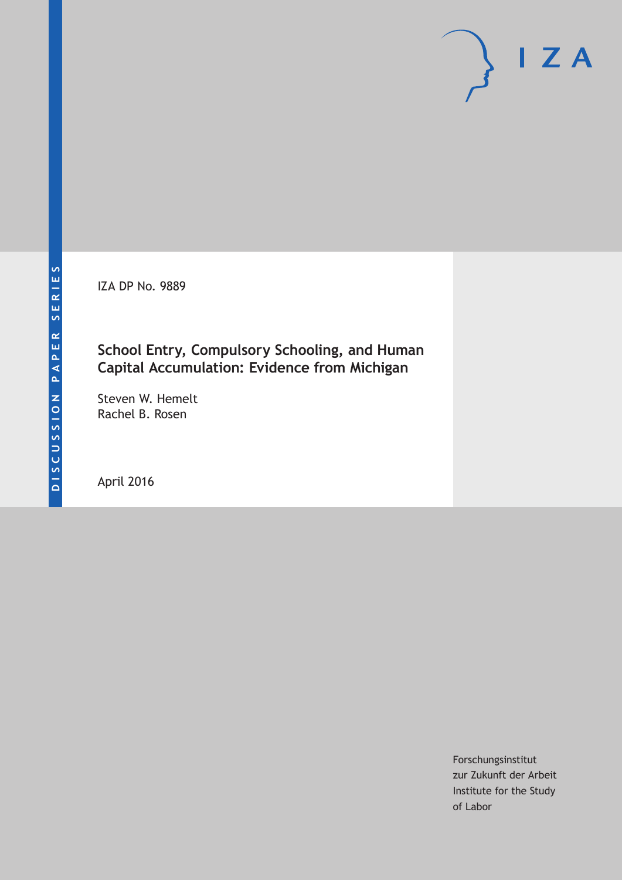DISCUSSION PAPER SERIES

IZA DP No. 9889

# School Entry, Compulsory Schooling, and Human Capital Accumulation: Evidence from Michigan

Steven W. Hemelt
Rachel B. Rosen

April 2016

IZA

Forschungsinstitut
zur Zukunft der Arbeit
Institute for the Study
of Labor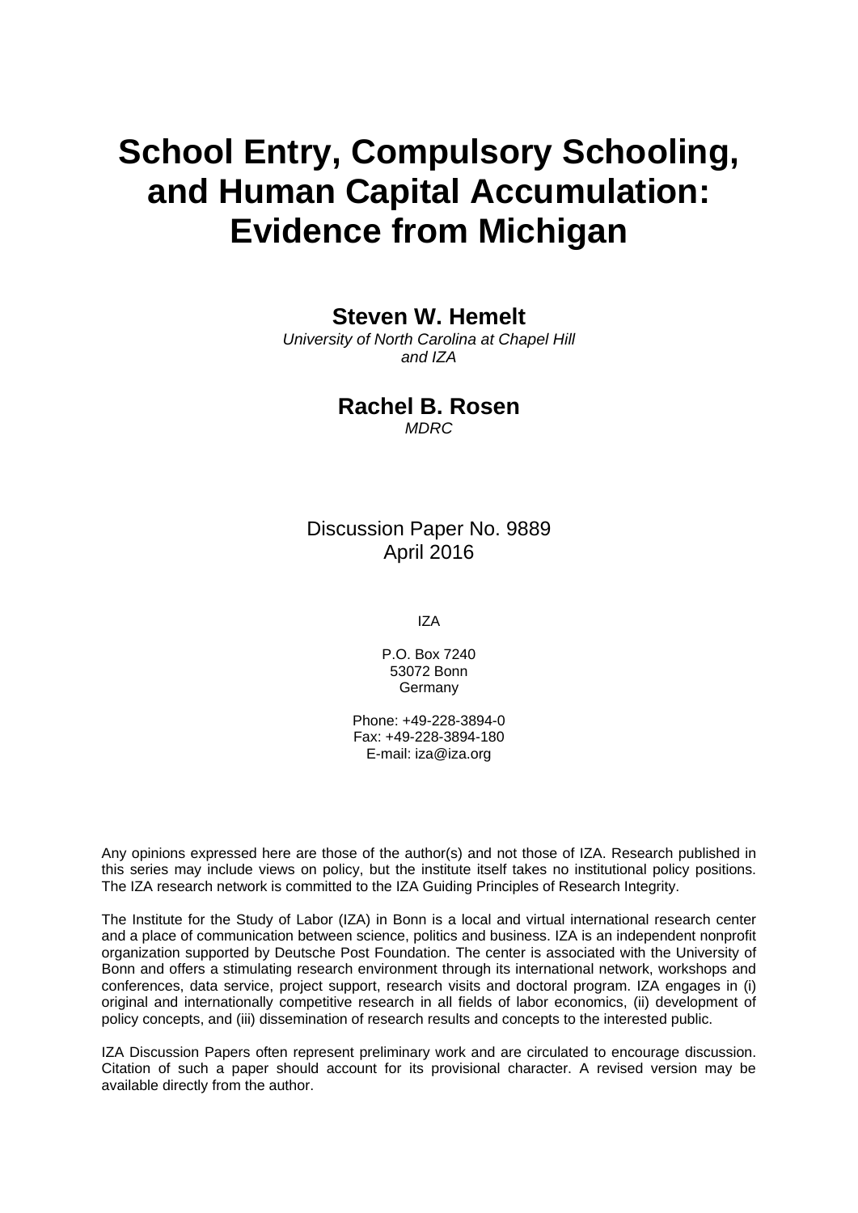# School Entry, Compulsory Schooling, and Human Capital Accumulation: Evidence from Michigan

**Steven W. Hemelt**
*University of North Carolina at Chapel Hill and IZA*

**Rachel B. Rosen**
*MDRC*

Discussion Paper No. 9889
April 2016

IZA

P.O. Box 7240
53072 Bonn
Germany

Phone: +49-228-3894-0
Fax: +49-228-3894-180
E-mail: iza@iza.org

Any opinions expressed here are those of the author(s) and not those of IZA. Research published in this series may include views on policy, but the institute itself takes no institutional policy positions. The IZA research network is committed to the IZA Guiding Principles of Research Integrity.

The Institute for the Study of Labor (IZA) in Bonn is a local and virtual international research center and a place of communication between science, politics and business. IZA is an independent nonprofit organization supported by Deutsche Post Foundation. The center is associated with the University of Bonn and offers a stimulating research environment through its international network, workshops and conferences, data service, project support, research visits and doctoral program. IZA engages in (i) original and internationally competitive research in all fields of labor economics, (ii) development of policy concepts, and (iii) dissemination of research results and concepts to the interested public.

IZA Discussion Papers often represent preliminary work and are circulated to encourage discussion. Citation of such a paper should account for its provisional character. A revised version may be available directly from the author.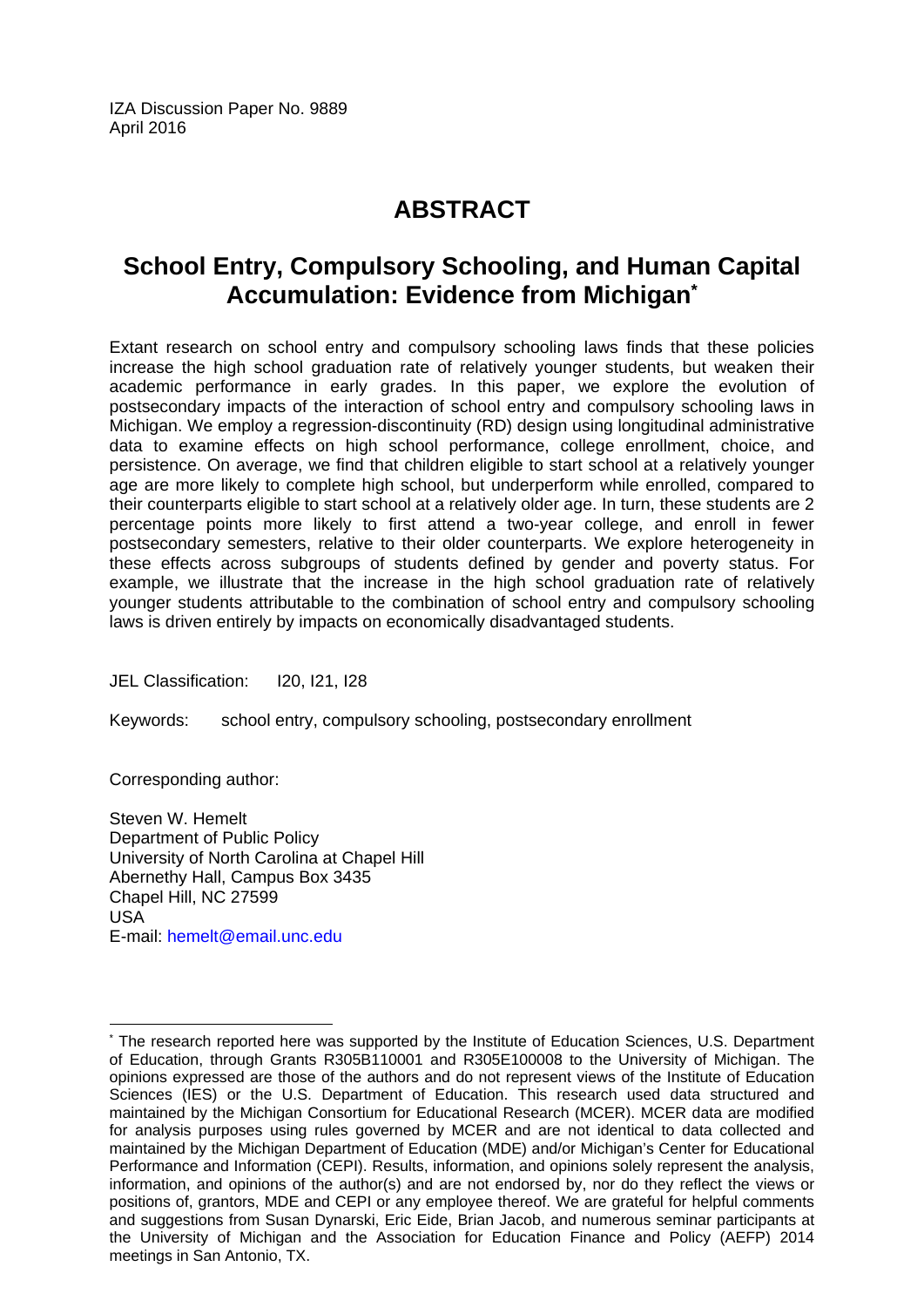IZA Discussion Paper No. 9889
April 2016

# ABSTRACT

## School Entry, Compulsory Schooling, and Human Capital Accumulation: Evidence from Michigan*

Extant research on school entry and compulsory schooling laws finds that these policies increase the high school graduation rate of relatively younger students, but weaken their academic performance in early grades. In this paper, we explore the evolution of postsecondary impacts of the interaction of school entry and compulsory schooling laws in Michigan. We employ a regression-discontinuity (RD) design using longitudinal administrative data to examine effects on high school performance, college enrollment, choice, and persistence. On average, we find that children eligible to start school at a relatively younger age are more likely to complete high school, but underperform while enrolled, compared to their counterparts eligible to start school at a relatively older age. In turn, these students are 2 percentage points more likely to first attend a two-year college, and enroll in fewer postsecondary semesters, relative to their older counterparts. We explore heterogeneity in these effects across subgroups of students defined by gender and poverty status. For example, we illustrate that the increase in the high school graduation rate of relatively younger students attributable to the combination of school entry and compulsory schooling laws is driven entirely by impacts on economically disadvantaged students.

JEL Classification: I20, I21, I28

Keywords: school entry, compulsory schooling, postsecondary enrollment

Corresponding author:

Steven W. Hemelt
Department of Public Policy
University of North Carolina at Chapel Hill
Abernethy Hall, Campus Box 3435
Chapel Hill, NC 27599
USA
E-mail: hemelt@email.unc.edu

* The research reported here was supported by the Institute of Education Sciences, U.S. Department of Education, through Grants R305B110001 and R305E100008 to the University of Michigan. The opinions expressed are those of the authors and do not represent views of the Institute of Education Sciences (IES) or the U.S. Department of Education. This research used data structured and maintained by the Michigan Consortium for Educational Research (MCER). MCER data are modified for analysis purposes using rules governed by MCER and are not identical to data collected and maintained by the Michigan Department of Education (MDE) and/or Michigan's Center for Educational Performance and Information (CEPI). Results, information, and opinions solely represent the analysis, information, and opinions of the author(s) and are not endorsed by, nor do they reflect the views or positions of, grantors, MDE and CEPI or any employee thereof. We are grateful for helpful comments and suggestions from Susan Dynarski, Eric Eide, Brian Jacob, and numerous seminar participants at the University of Michigan and the Association for Education Finance and Policy (AEFP) 2014 meetings in San Antonio, TX.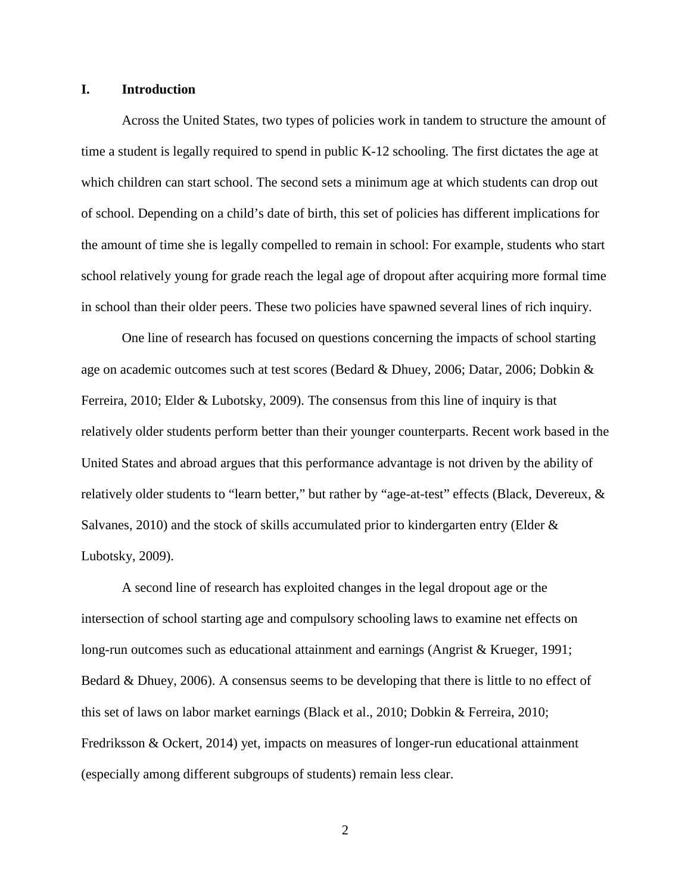## I. Introduction

Across the United States, two types of policies work in tandem to structure the amount of time a student is legally required to spend in public K-12 schooling. The first dictates the age at which children can start school. The second sets a minimum age at which students can drop out of school. Depending on a child's date of birth, this set of policies has different implications for the amount of time she is legally compelled to remain in school: For example, students who start school relatively young for grade reach the legal age of dropout after acquiring more formal time in school than their older peers. These two policies have spawned several lines of rich inquiry.

One line of research has focused on questions concerning the impacts of school starting age on academic outcomes such at test scores (Bedard & Dhuey, 2006; Datar, 2006; Dobkin & Ferreira, 2010; Elder & Lubotsky, 2009). The consensus from this line of inquiry is that relatively older students perform better than their younger counterparts. Recent work based in the United States and abroad argues that this performance advantage is not driven by the ability of relatively older students to "learn better," but rather by "age-at-test" effects (Black, Devereux, & Salvanes, 2010) and the stock of skills accumulated prior to kindergarten entry (Elder & Lubotsky, 2009).

A second line of research has exploited changes in the legal dropout age or the intersection of school starting age and compulsory schooling laws to examine net effects on long-run outcomes such as educational attainment and earnings (Angrist & Krueger, 1991; Bedard & Dhuey, 2006). A consensus seems to be developing that there is little to no effect of this set of laws on labor market earnings (Black et al., 2010; Dobkin & Ferreira, 2010; Fredriksson & Ockert, 2014) yet, impacts on measures of longer-run educational attainment (especially among different subgroups of students) remain less clear.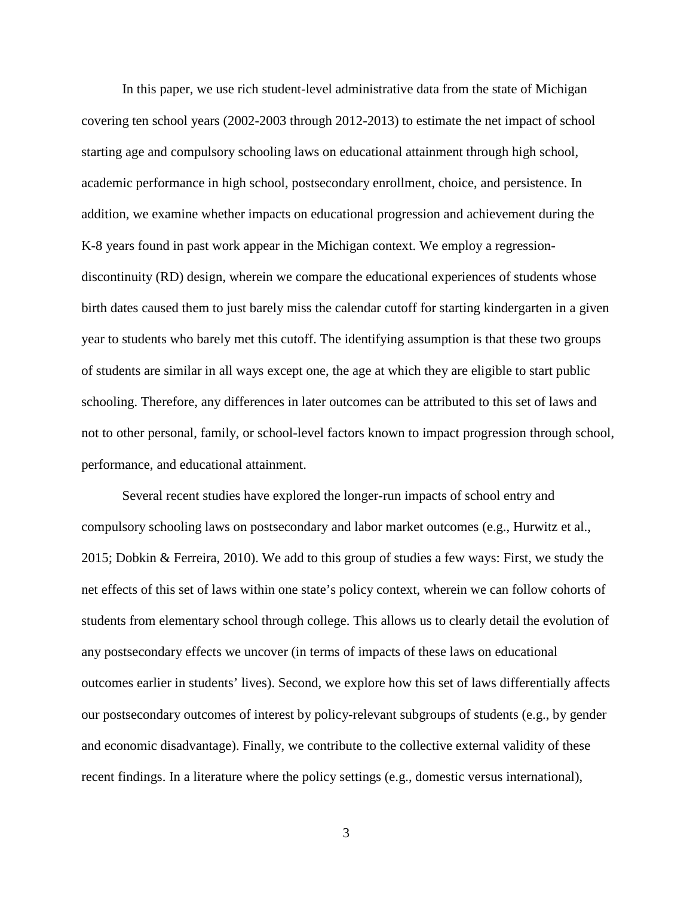In this paper, we use rich student-level administrative data from the state of Michigan covering ten school years (2002-2003 through 2012-2013) to estimate the net impact of school starting age and compulsory schooling laws on educational attainment through high school, academic performance in high school, postsecondary enrollment, choice, and persistence. In addition, we examine whether impacts on educational progression and achievement during the K-8 years found in past work appear in the Michigan context. We employ a regression-discontinuity (RD) design, wherein we compare the educational experiences of students whose birth dates caused them to just barely miss the calendar cutoff for starting kindergarten in a given year to students who barely met this cutoff. The identifying assumption is that these two groups of students are similar in all ways except one, the age at which they are eligible to start public schooling. Therefore, any differences in later outcomes can be attributed to this set of laws and not to other personal, family, or school-level factors known to impact progression through school, performance, and educational attainment.

Several recent studies have explored the longer-run impacts of school entry and compulsory schooling laws on postsecondary and labor market outcomes (e.g., Hurwitz et al., 2015; Dobkin & Ferreira, 2010). We add to this group of studies a few ways: First, we study the net effects of this set of laws within one state's policy context, wherein we can follow cohorts of students from elementary school through college. This allows us to clearly detail the evolution of any postsecondary effects we uncover (in terms of impacts of these laws on educational outcomes earlier in students' lives). Second, we explore how this set of laws differentially affects our postsecondary outcomes of interest by policy-relevant subgroups of students (e.g., by gender and economic disadvantage). Finally, we contribute to the collective external validity of these recent findings. In a literature where the policy settings (e.g., domestic versus international),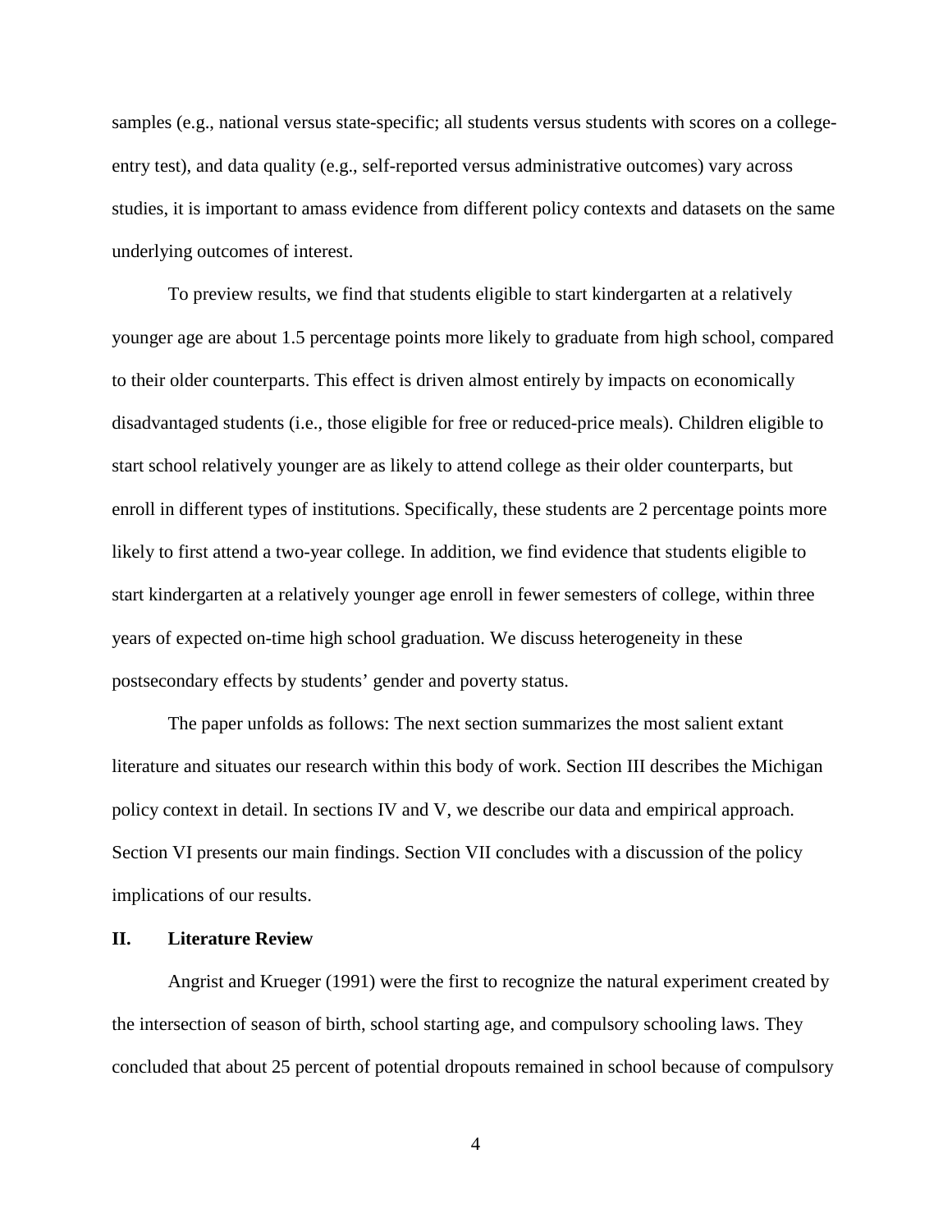samples (e.g., national versus state-specific; all students versus students with scores on a college-entry test), and data quality (e.g., self-reported versus administrative outcomes) vary across studies, it is important to amass evidence from different policy contexts and datasets on the same underlying outcomes of interest.

To preview results, we find that students eligible to start kindergarten at a relatively younger age are about 1.5 percentage points more likely to graduate from high school, compared to their older counterparts. This effect is driven almost entirely by impacts on economically disadvantaged students (i.e., those eligible for free or reduced-price meals). Children eligible to start school relatively younger are as likely to attend college as their older counterparts, but enroll in different types of institutions. Specifically, these students are 2 percentage points more likely to first attend a two-year college. In addition, we find evidence that students eligible to start kindergarten at a relatively younger age enroll in fewer semesters of college, within three years of expected on-time high school graduation. We discuss heterogeneity in these postsecondary effects by students' gender and poverty status.

The paper unfolds as follows: The next section summarizes the most salient extant literature and situates our research within this body of work. Section III describes the Michigan policy context in detail. In sections IV and V, we describe our data and empirical approach. Section VI presents our main findings. Section VII concludes with a discussion of the policy implications of our results.

## II. Literature Review

Angrist and Krueger (1991) were the first to recognize the natural experiment created by the intersection of season of birth, school starting age, and compulsory schooling laws. They concluded that about 25 percent of potential dropouts remained in school because of compulsory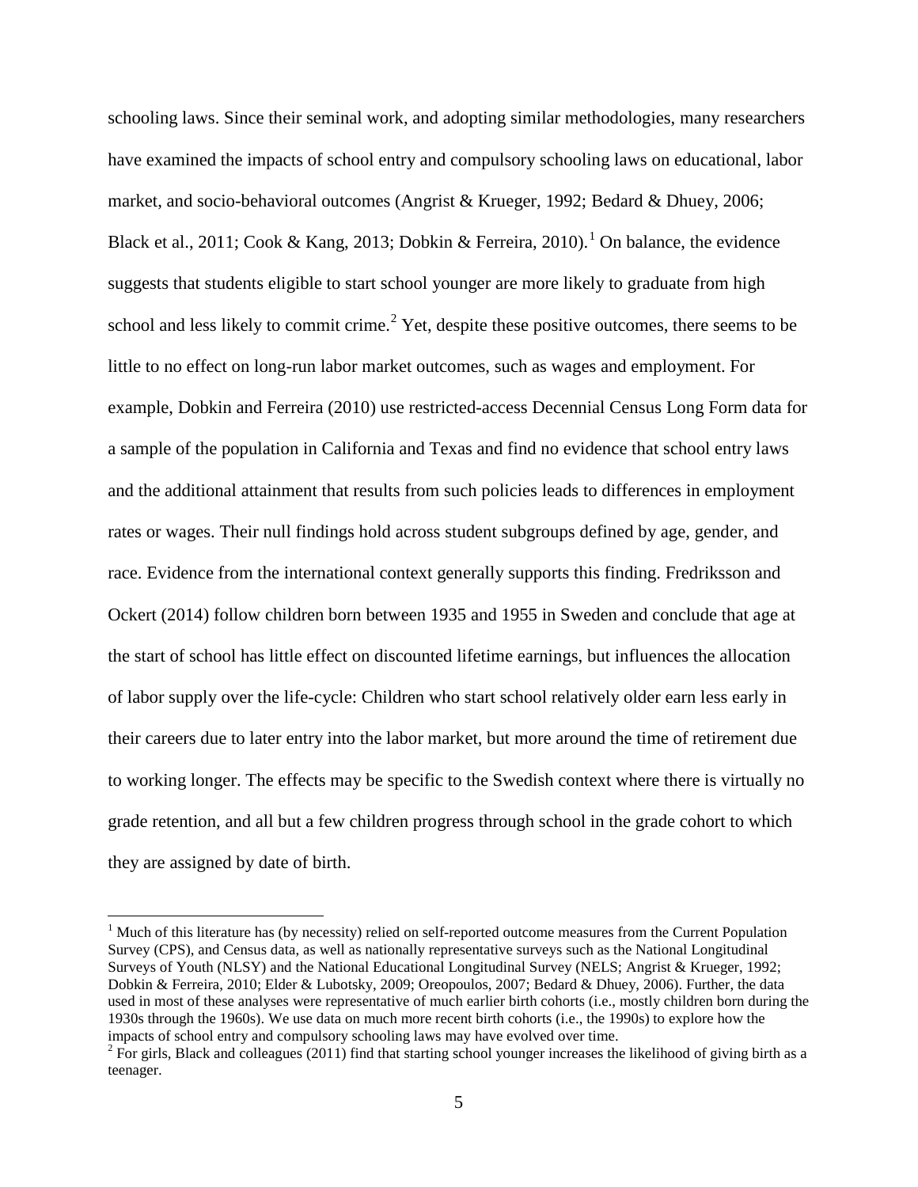schooling laws. Since their seminal work, and adopting similar methodologies, many researchers have examined the impacts of school entry and compulsory schooling laws on educational, labor market, and socio-behavioral outcomes (Angrist & Krueger, 1992; Bedard & Dhuey, 2006; Black et al., 2011; Cook & Kang, 2013; Dobkin & Ferreira, 2010).[1] On balance, the evidence suggests that students eligible to start school younger are more likely to graduate from high school and less likely to commit crime.[2] Yet, despite these positive outcomes, there seems to be little to no effect on long-run labor market outcomes, such as wages and employment. For example, Dobkin and Ferreira (2010) use restricted-access Decennial Census Long Form data for a sample of the population in California and Texas and find no evidence that school entry laws and the additional attainment that results from such policies leads to differences in employment rates or wages. Their null findings hold across student subgroups defined by age, gender, and race. Evidence from the international context generally supports this finding. Fredriksson and Ockert (2014) follow children born between 1935 and 1955 in Sweden and conclude that age at the start of school has little effect on discounted lifetime earnings, but influences the allocation of labor supply over the life-cycle: Children who start school relatively older earn less early in their careers due to later entry into the labor market, but more around the time of retirement due to working longer. The effects may be specific to the Swedish context where there is virtually no grade retention, and all but a few children progress through school in the grade cohort to which they are assigned by date of birth.

---

[1] Much of this literature has (by necessity) relied on self-reported outcome measures from the Current Population Survey (CPS), and Census data, as well as nationally representative surveys such as the National Longitudinal Surveys of Youth (NLSY) and the National Educational Longitudinal Survey (NELS; Angrist & Krueger, 1992; Dobkin & Ferreira, 2010; Elder & Lubotsky, 2009; Oreopoulos, 2007; Bedard & Dhuey, 2006). Further, the data used in most of these analyses were representative of much earlier birth cohorts (i.e., mostly children born during the 1930s through the 1960s). We use data on much more recent birth cohorts (i.e., the 1990s) to explore how the impacts of school entry and compulsory schooling laws may have evolved over time.

[2] For girls, Black and colleagues (2011) find that starting school younger increases the likelihood of giving birth as a teenager.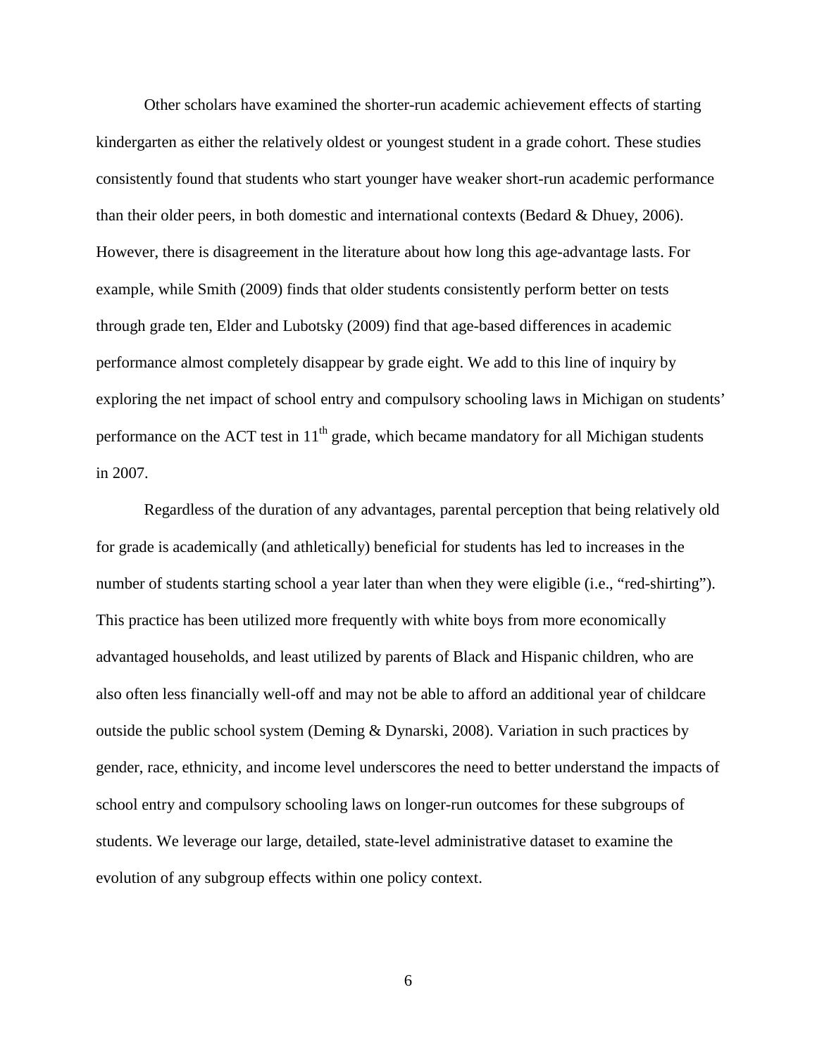Other scholars have examined the shorter-run academic achievement effects of starting kindergarten as either the relatively oldest or youngest student in a grade cohort. These studies consistently found that students who start younger have weaker short-run academic performance than their older peers, in both domestic and international contexts (Bedard & Dhuey, 2006). However, there is disagreement in the literature about how long this age-advantage lasts. For example, while Smith (2009) finds that older students consistently perform better on tests through grade ten, Elder and Lubotsky (2009) find that age-based differences in academic performance almost completely disappear by grade eight. We add to this line of inquiry by exploring the net impact of school entry and compulsory schooling laws in Michigan on students' performance on the ACT test in 11th grade, which became mandatory for all Michigan students in 2007.

Regardless of the duration of any advantages, parental perception that being relatively old for grade is academically (and athletically) beneficial for students has led to increases in the number of students starting school a year later than when they were eligible (i.e., "red-shirting"). This practice has been utilized more frequently with white boys from more economically advantaged households, and least utilized by parents of Black and Hispanic children, who are also often less financially well-off and may not be able to afford an additional year of childcare outside the public school system (Deming & Dynarski, 2008). Variation in such practices by gender, race, ethnicity, and income level underscores the need to better understand the impacts of school entry and compulsory schooling laws on longer-run outcomes for these subgroups of students. We leverage our large, detailed, state-level administrative dataset to examine the evolution of any subgroup effects within one policy context.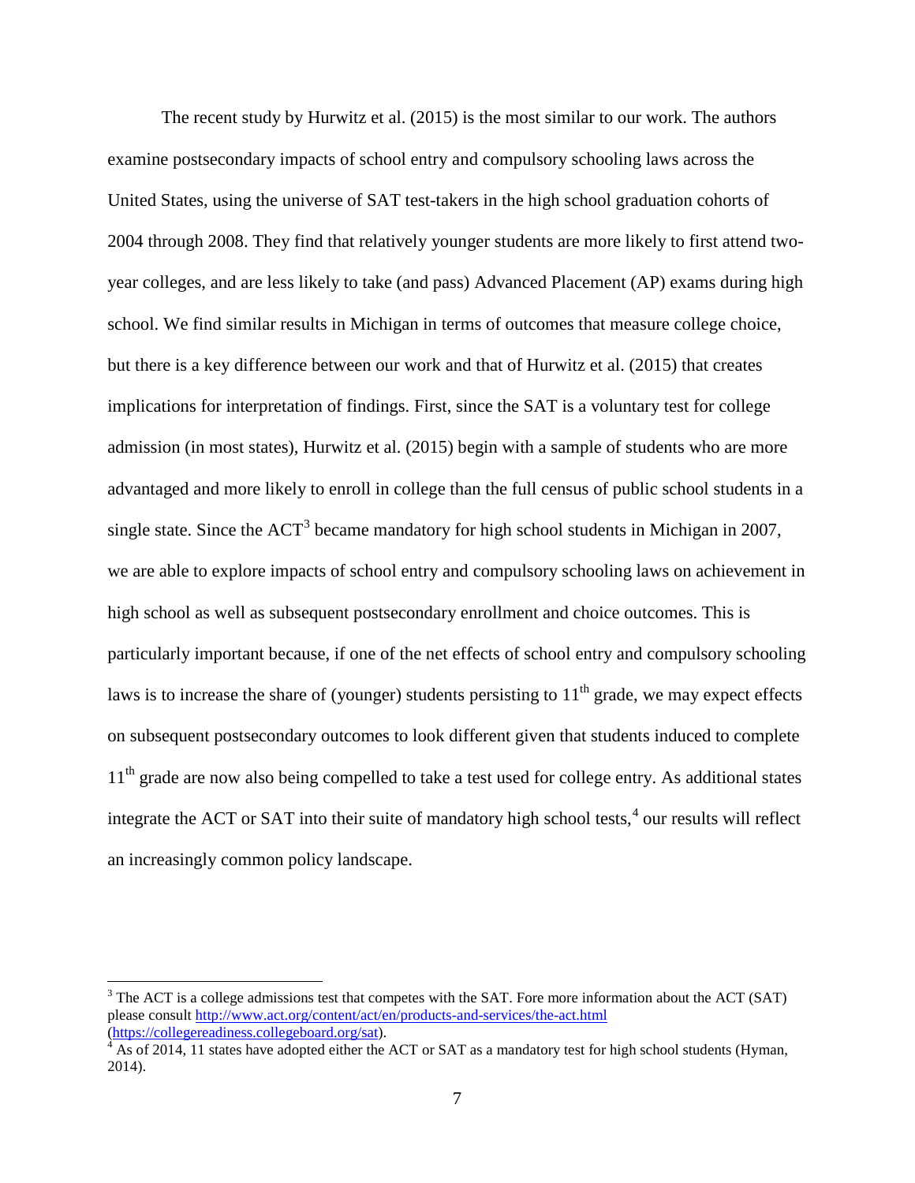The recent study by Hurwitz et al. (2015) is the most similar to our work. The authors examine postsecondary impacts of school entry and compulsory schooling laws across the United States, using the universe of SAT test-takers in the high school graduation cohorts of 2004 through 2008. They find that relatively younger students are more likely to first attend two-year colleges, and are less likely to take (and pass) Advanced Placement (AP) exams during high school. We find similar results in Michigan in terms of outcomes that measure college choice, but there is a key difference between our work and that of Hurwitz et al. (2015) that creates implications for interpretation of findings. First, since the SAT is a voluntary test for college admission (in most states), Hurwitz et al. (2015) begin with a sample of students who are more advantaged and more likely to enroll in college than the full census of public school students in a single state. Since the ACT[3] became mandatory for high school students in Michigan in 2007, we are able to explore impacts of school entry and compulsory schooling laws on achievement in high school as well as subsequent postsecondary enrollment and choice outcomes. This is particularly important because, if one of the net effects of school entry and compulsory schooling laws is to increase the share of (younger) students persisting to 11th grade, we may expect effects on subsequent postsecondary outcomes to look different given that students induced to complete 11th grade are now also being compelled to take a test used for college entry. As additional states integrate the ACT or SAT into their suite of mandatory high school tests,[4] our results will reflect an increasingly common policy landscape.

---

[3] The ACT is a college admissions test that competes with the SAT. Fore more information about the ACT (SAT) please consult http://www.act.org/content/act/en/products-and-services/the-act.html (https://collegereadiness.collegeboard.org/sat).

[4] As of 2014, 11 states have adopted either the ACT or SAT as a mandatory test for high school students (Hyman, 2014).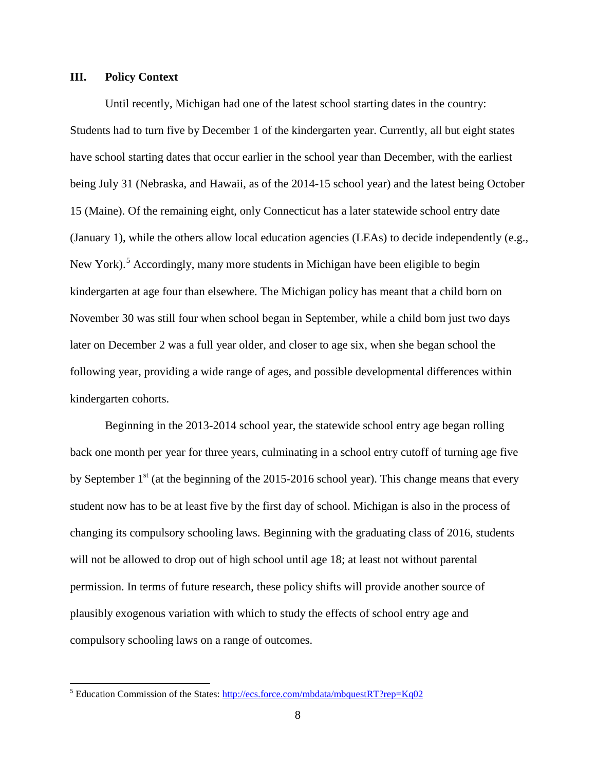## III. Policy Context

Until recently, Michigan had one of the latest school starting dates in the country: Students had to turn five by December 1 of the kindergarten year. Currently, all but eight states have school starting dates that occur earlier in the school year than December, with the earliest being July 31 (Nebraska, and Hawaii, as of the 2014-15 school year) and the latest being October 15 (Maine). Of the remaining eight, only Connecticut has a later statewide school entry date (January 1), while the others allow local education agencies (LEAs) to decide independently (e.g., New York).[5] Accordingly, many more students in Michigan have been eligible to begin kindergarten at age four than elsewhere. The Michigan policy has meant that a child born on November 30 was still four when school began in September, while a child born just two days later on December 2 was a full year older, and closer to age six, when she began school the following year, providing a wide range of ages, and possible developmental differences within kindergarten cohorts.

Beginning in the 2013-2014 school year, the statewide school entry age began rolling back one month per year for three years, culminating in a school entry cutoff of turning age five by September 1st (at the beginning of the 2015-2016 school year). This change means that every student now has to be at least five by the first day of school. Michigan is also in the process of changing its compulsory schooling laws. Beginning with the graduating class of 2016, students will not be allowed to drop out of high school until age 18; at least not without parental permission. In terms of future research, these policy shifts will provide another source of plausibly exogenous variation with which to study the effects of school entry age and compulsory schooling laws on a range of outcomes.

[5] Education Commission of the States: http://ecs.force.com/mbdata/mbquestRT?rep=Kq02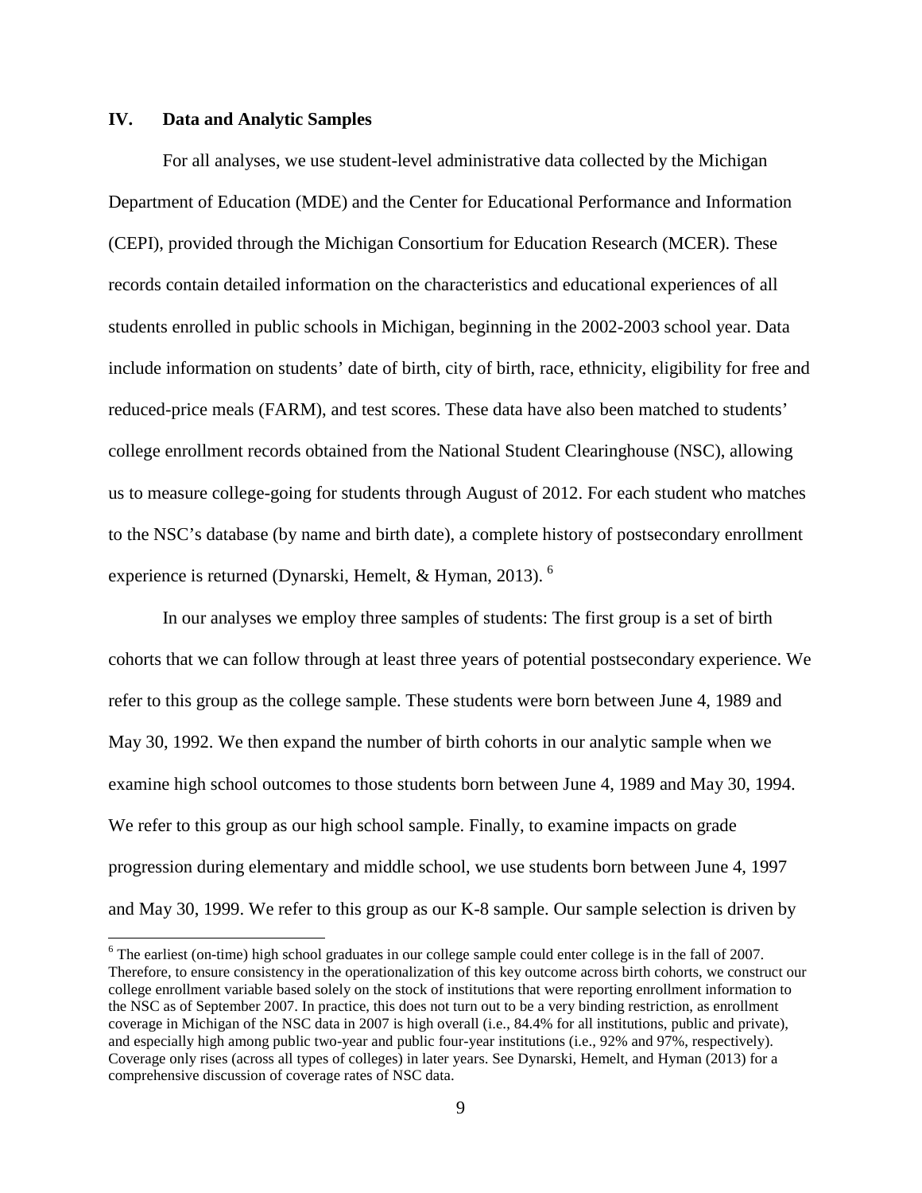## IV. Data and Analytic Samples

For all analyses, we use student-level administrative data collected by the Michigan Department of Education (MDE) and the Center for Educational Performance and Information (CEPI), provided through the Michigan Consortium for Education Research (MCER). These records contain detailed information on the characteristics and educational experiences of all students enrolled in public schools in Michigan, beginning in the 2002-2003 school year. Data include information on students' date of birth, city of birth, race, ethnicity, eligibility for free and reduced-price meals (FARM), and test scores. These data have also been matched to students' college enrollment records obtained from the National Student Clearinghouse (NSC), allowing us to measure college-going for students through August of 2012. For each student who matches to the NSC's database (by name and birth date), a complete history of postsecondary enrollment experience is returned (Dynarski, Hemelt, & Hyman, 2013). [6]

In our analyses we employ three samples of students: The first group is a set of birth cohorts that we can follow through at least three years of potential postsecondary experience. We refer to this group as the college sample. These students were born between June 4, 1989 and May 30, 1992. We then expand the number of birth cohorts in our analytic sample when we examine high school outcomes to those students born between June 4, 1989 and May 30, 1994. We refer to this group as our high school sample. Finally, to examine impacts on grade progression during elementary and middle school, we use students born between June 4, 1997 and May 30, 1999. We refer to this group as our K-8 sample. Our sample selection is driven by

[6] The earliest (on-time) high school graduates in our college sample could enter college is in the fall of 2007. Therefore, to ensure consistency in the operationalization of this key outcome across birth cohorts, we construct our college enrollment variable based solely on the stock of institutions that were reporting enrollment information to the NSC as of September 2007. In practice, this does not turn out to be a very binding restriction, as enrollment coverage in Michigan of the NSC data in 2007 is high overall (i.e., 84.4% for all institutions, public and private), and especially high among public two-year and public four-year institutions (i.e., 92% and 97%, respectively). Coverage only rises (across all types of colleges) in later years. See Dynarski, Hemelt, and Hyman (2013) for a comprehensive discussion of coverage rates of NSC data.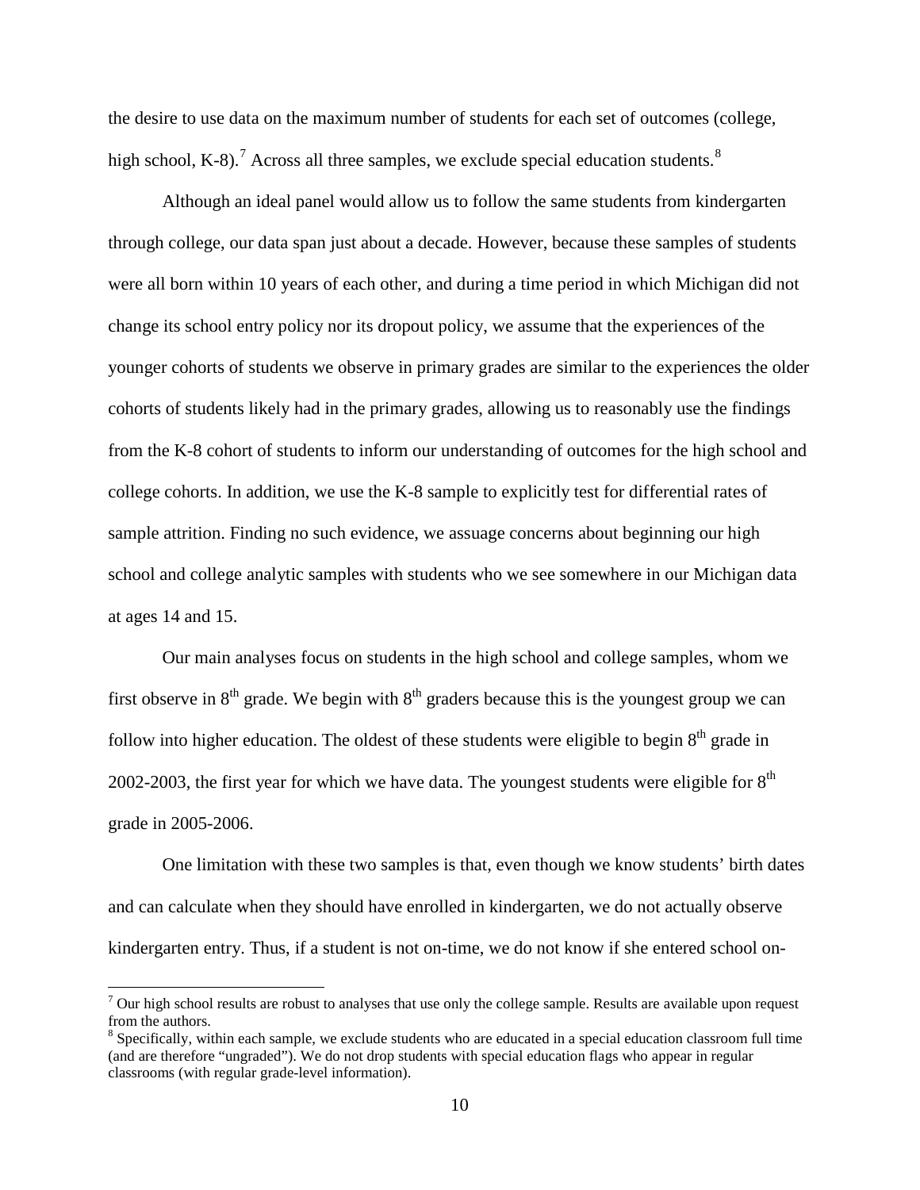the desire to use data on the maximum number of students for each set of outcomes (college, high school, K-8).[7] Across all three samples, we exclude special education students.[8]

Although an ideal panel would allow us to follow the same students from kindergarten through college, our data span just about a decade. However, because these samples of students were all born within 10 years of each other, and during a time period in which Michigan did not change its school entry policy nor its dropout policy, we assume that the experiences of the younger cohorts of students we observe in primary grades are similar to the experiences the older cohorts of students likely had in the primary grades, allowing us to reasonably use the findings from the K-8 cohort of students to inform our understanding of outcomes for the high school and college cohorts. In addition, we use the K-8 sample to explicitly test for differential rates of sample attrition. Finding no such evidence, we assuage concerns about beginning our high school and college analytic samples with students who we see somewhere in our Michigan data at ages 14 and 15.

Our main analyses focus on students in the high school and college samples, whom we first observe in 8th grade. We begin with 8th graders because this is the youngest group we can follow into higher education. The oldest of these students were eligible to begin 8th grade in 2002-2003, the first year for which we have data. The youngest students were eligible for 8th grade in 2005-2006.

One limitation with these two samples is that, even though we know students' birth dates and can calculate when they should have enrolled in kindergarten, we do not actually observe kindergarten entry. Thus, if a student is not on-time, we do not know if she entered school on-

---

[7] Our high school results are robust to analyses that use only the college sample. Results are available upon request from the authors.

[8] Specifically, within each sample, we exclude students who are educated in a special education classroom full time (and are therefore "ungraded"). We do not drop students with special education flags who appear in regular classrooms (with regular grade-level information).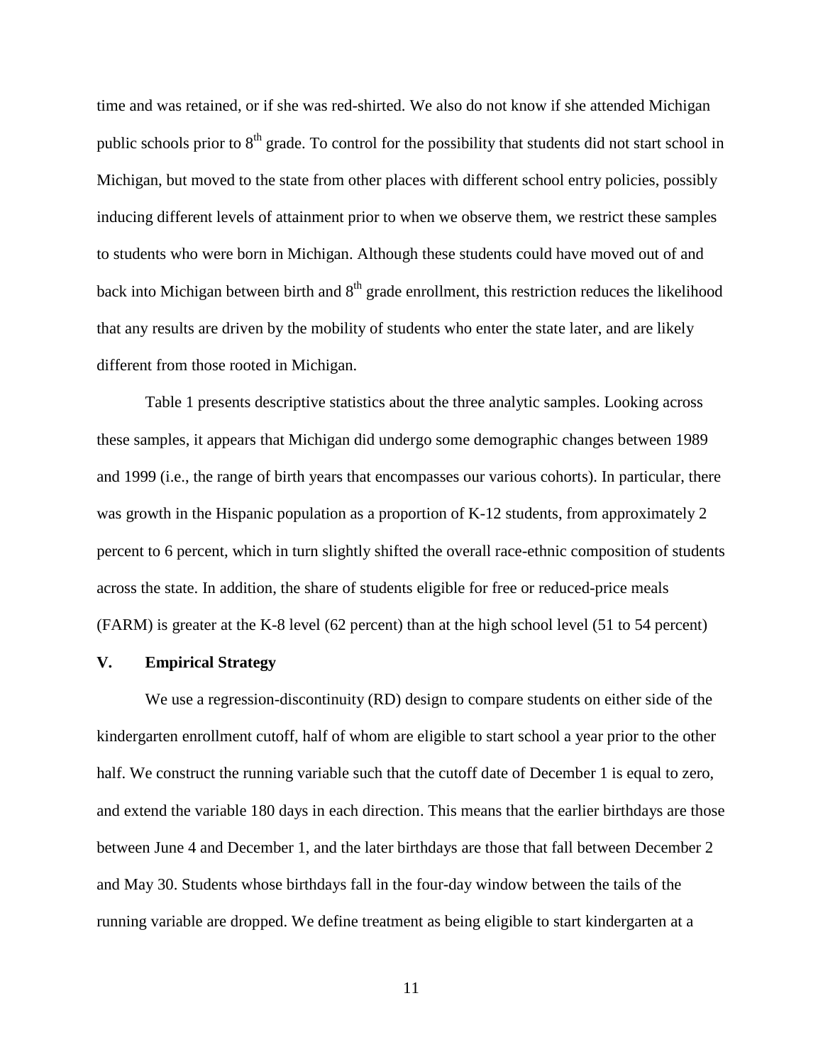time and was retained, or if she was red-shirted. We also do not know if she attended Michigan public schools prior to $8^{th}$ grade. To control for the possibility that students did not start school in Michigan, but moved to the state from other places with different school entry policies, possibly inducing different levels of attainment prior to when we observe them, we restrict these samples to students who were born in Michigan. Although these students could have moved out of and back into Michigan between birth and $8^{th}$ grade enrollment, this restriction reduces the likelihood that any results are driven by the mobility of students who enter the state later, and are likely different from those rooted in Michigan.

Table 1 presents descriptive statistics about the three analytic samples. Looking across these samples, it appears that Michigan did undergo some demographic changes between 1989 and 1999 (i.e., the range of birth years that encompasses our various cohorts). In particular, there was growth in the Hispanic population as a proportion of K-12 students, from approximately 2 percent to 6 percent, which in turn slightly shifted the overall race-ethnic composition of students across the state. In addition, the share of students eligible for free or reduced-price meals (FARM) is greater at the K-8 level (62 percent) than at the high school level (51 to 54 percent)

## V. Empirical Strategy

We use a regression-discontinuity (RD) design to compare students on either side of the kindergarten enrollment cutoff, half of whom are eligible to start school a year prior to the other half. We construct the running variable such that the cutoff date of December 1 is equal to zero, and extend the variable 180 days in each direction. This means that the earlier birthdays are those between June 4 and December 1, and the later birthdays are those that fall between December 2 and May 30. Students whose birthdays fall in the four-day window between the tails of the running variable are dropped. We define treatment as being eligible to start kindergarten at a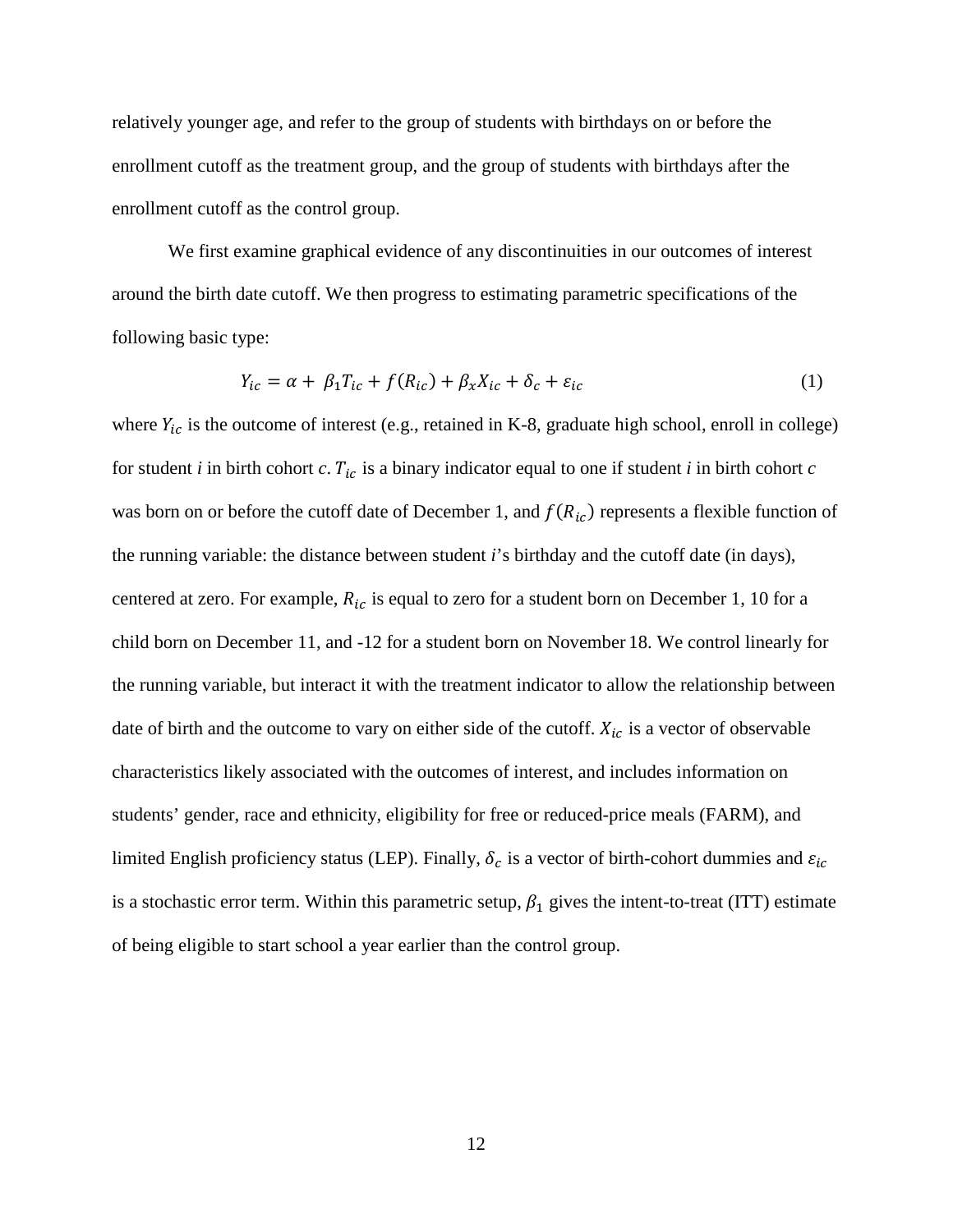relatively younger age, and refer to the group of students with birthdays on or before the enrollment cutoff as the treatment group, and the group of students with birthdays after the enrollment cutoff as the control group.

We first examine graphical evidence of any discontinuities in our outcomes of interest around the birth date cutoff. We then progress to estimating parametric specifications of the following basic type:

$$Y_{ic} = \alpha + \beta_1 T_{ic} + f(R_{ic}) + \beta_x X_{ic} + \delta_c + \varepsilon_{ic} \quad (1)$$

where $Y_{ic}$ is the outcome of interest (e.g., retained in K-8, graduate high school, enroll in college) for student *i* in birth cohort *c*. $T_{ic}$ is a binary indicator equal to one if student *i* in birth cohort *c* was born on or before the cutoff date of December 1, and $f(R_{ic})$ represents a flexible function of the running variable: the distance between student *i*'s birthday and the cutoff date (in days), centered at zero. For example, $R_{ic}$ is equal to zero for a student born on December 1, 10 for a child born on December 11, and -12 for a student born on November 18. We control linearly for the running variable, but interact it with the treatment indicator to allow the relationship between date of birth and the outcome to vary on either side of the cutoff. $X_{ic}$ is a vector of observable characteristics likely associated with the outcomes of interest, and includes information on students' gender, race and ethnicity, eligibility for free or reduced-price meals (FARM), and limited English proficiency status (LEP). Finally, $\delta_c$ is a vector of birth-cohort dummies and $\varepsilon_{ic}$ is a stochastic error term. Within this parametric setup, $\beta_1$ gives the intent-to-treat (ITT) estimate of being eligible to start school a year earlier than the control group.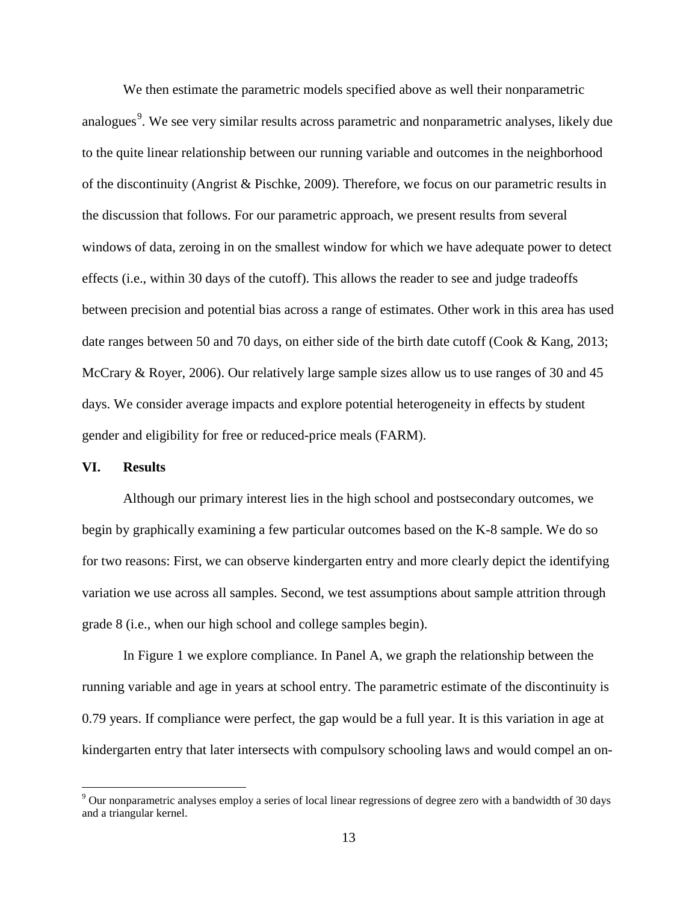We then estimate the parametric models specified above as well their nonparametric analogues[9]. We see very similar results across parametric and nonparametric analyses, likely due to the quite linear relationship between our running variable and outcomes in the neighborhood of the discontinuity (Angrist & Pischke, 2009). Therefore, we focus on our parametric results in the discussion that follows. For our parametric approach, we present results from several windows of data, zeroing in on the smallest window for which we have adequate power to detect effects (i.e., within 30 days of the cutoff). This allows the reader to see and judge tradeoffs between precision and potential bias across a range of estimates. Other work in this area has used date ranges between 50 and 70 days, on either side of the birth date cutoff (Cook & Kang, 2013; McCrary & Royer, 2006). Our relatively large sample sizes allow us to use ranges of 30 and 45 days. We consider average impacts and explore potential heterogeneity in effects by student gender and eligibility for free or reduced-price meals (FARM).

## VI. Results

Although our primary interest lies in the high school and postsecondary outcomes, we begin by graphically examining a few particular outcomes based on the K-8 sample. We do so for two reasons: First, we can observe kindergarten entry and more clearly depict the identifying variation we use across all samples. Second, we test assumptions about sample attrition through grade 8 (i.e., when our high school and college samples begin).

In Figure 1 we explore compliance. In Panel A, we graph the relationship between the running variable and age in years at school entry. The parametric estimate of the discontinuity is 0.79 years. If compliance were perfect, the gap would be a full year. It is this variation in age at kindergarten entry that later intersects with compulsory schooling laws and would compel an on-

[9] Our nonparametric analyses employ a series of local linear regressions of degree zero with a bandwidth of 30 days and a triangular kernel.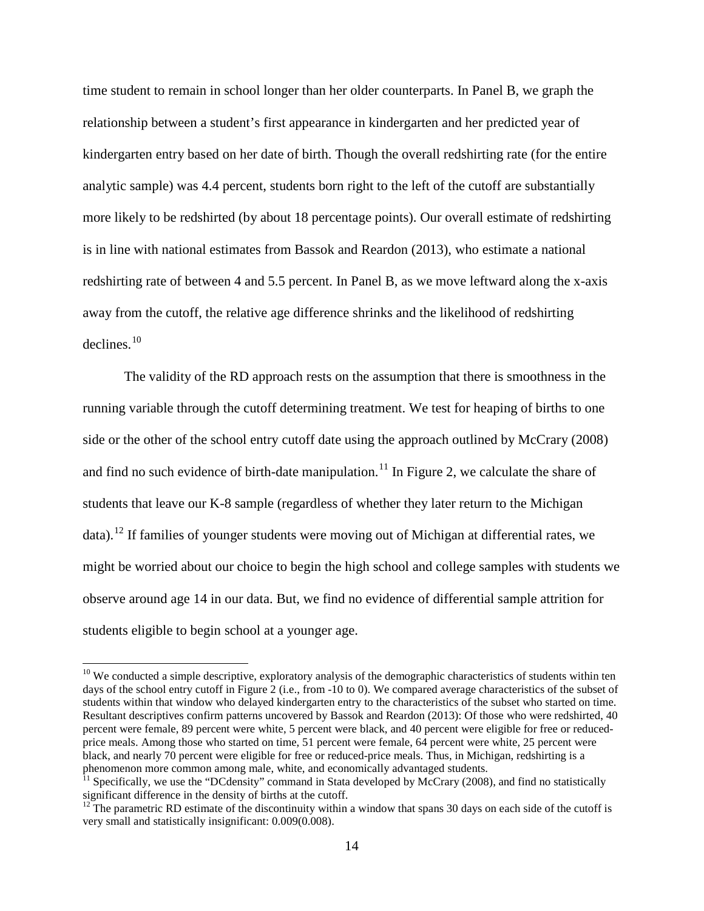time student to remain in school longer than her older counterparts. In Panel B, we graph the relationship between a student's first appearance in kindergarten and her predicted year of kindergarten entry based on her date of birth. Though the overall redshirting rate (for the entire analytic sample) was 4.4 percent, students born right to the left of the cutoff are substantially more likely to be redshirted (by about 18 percentage points). Our overall estimate of redshirting is in line with national estimates from Bassok and Reardon (2013), who estimate a national redshirting rate of between 4 and 5.5 percent. In Panel B, as we move leftward along the x-axis away from the cutoff, the relative age difference shrinks and the likelihood of redshirting declines.[10]

The validity of the RD approach rests on the assumption that there is smoothness in the running variable through the cutoff determining treatment. We test for heaping of births to one side or the other of the school entry cutoff date using the approach outlined by McCrary (2008) and find no such evidence of birth-date manipulation.[11] In Figure 2, we calculate the share of students that leave our K-8 sample (regardless of whether they later return to the Michigan data).[12] If families of younger students were moving out of Michigan at differential rates, we might be worried about our choice to begin the high school and college samples with students we observe around age 14 in our data. But, we find no evidence of differential sample attrition for students eligible to begin school at a younger age.

[10] We conducted a simple descriptive, exploratory analysis of the demographic characteristics of students within ten days of the school entry cutoff in Figure 2 (i.e., from -10 to 0). We compared average characteristics of the subset of students within that window who delayed kindergarten entry to the characteristics of the subset who started on time. Resultant descriptives confirm patterns uncovered by Bassok and Reardon (2013): Of those who were redshirted, 40 percent were female, 89 percent were white, 5 percent were black, and 40 percent were eligible for free or reduced-price meals. Among those who started on time, 51 percent were female, 64 percent were white, 25 percent were black, and nearly 70 percent were eligible for free or reduced-price meals. Thus, in Michigan, redshirting is a phenomenon more common among male, white, and economically advantaged students.

[11] Specifically, we use the "DCdensity" command in Stata developed by McCrary (2008), and find no statistically significant difference in the density of births at the cutoff.

[12] The parametric RD estimate of the discontinuity within a window that spans 30 days on each side of the cutoff is very small and statistically insignificant: 0.009(0.008).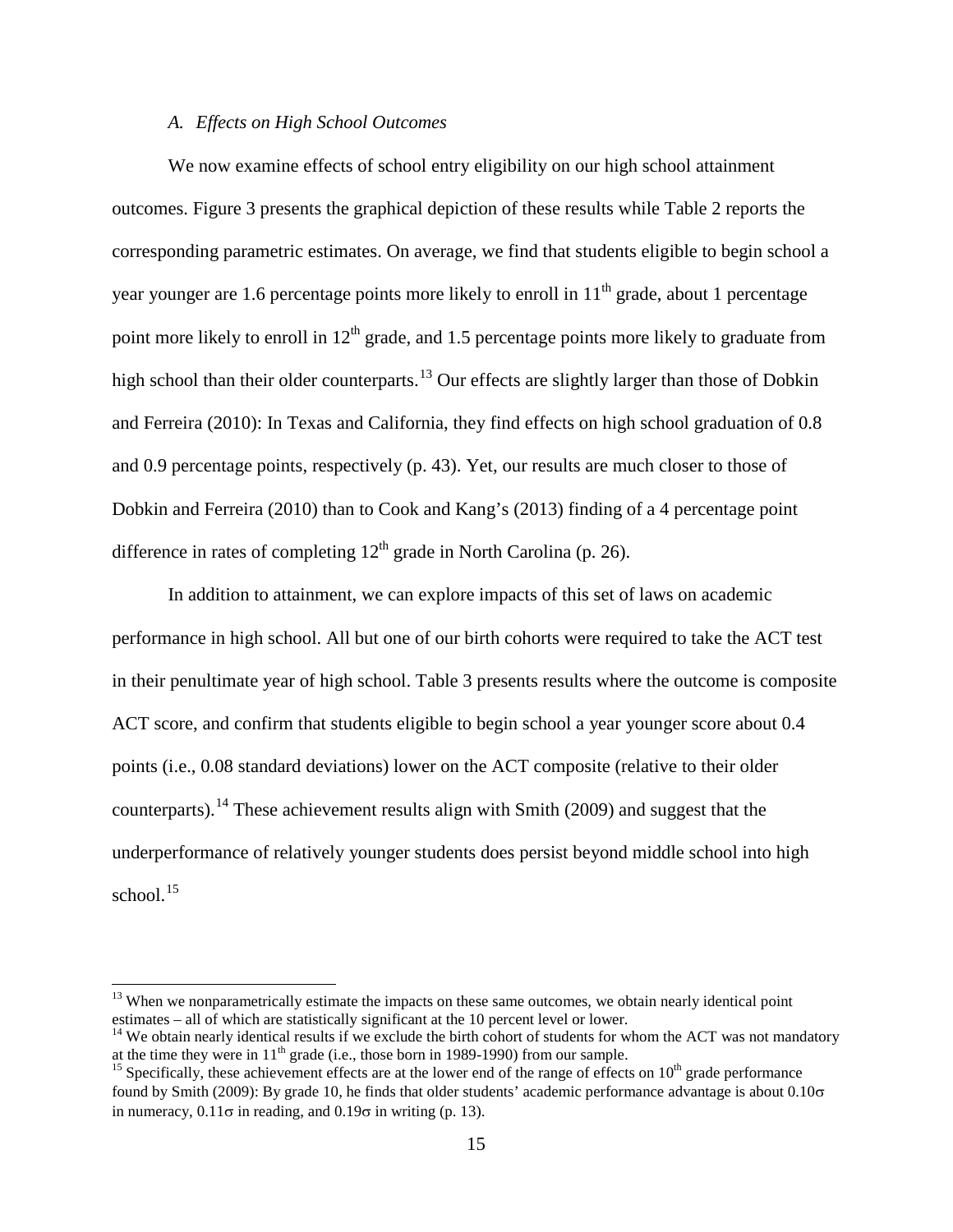### *A. Effects on High School Outcomes*

We now examine effects of school entry eligibility on our high school attainment outcomes. Figure 3 presents the graphical depiction of these results while Table 2 reports the corresponding parametric estimates. On average, we find that students eligible to begin school a year younger are 1.6 percentage points more likely to enroll in 11th grade, about 1 percentage point more likely to enroll in 12th grade, and 1.5 percentage points more likely to graduate from high school than their older counterparts.[13] Our effects are slightly larger than those of Dobkin and Ferreira (2010): In Texas and California, they find effects on high school graduation of 0.8 and 0.9 percentage points, respectively (p. 43). Yet, our results are much closer to those of Dobkin and Ferreira (2010) than to Cook and Kang's (2013) finding of a 4 percentage point difference in rates of completing 12th grade in North Carolina (p. 26).

In addition to attainment, we can explore impacts of this set of laws on academic performance in high school. All but one of our birth cohorts were required to take the ACT test in their penultimate year of high school. Table 3 presents results where the outcome is composite ACT score, and confirm that students eligible to begin school a year younger score about 0.4 points (i.e., 0.08 standard deviations) lower on the ACT composite (relative to their older counterparts).[14] These achievement results align with Smith (2009) and suggest that the underperformance of relatively younger students does persist beyond middle school into high school.[15]

---

[13] When we nonparametrically estimate the impacts on these same outcomes, we obtain nearly identical point estimates – all of which are statistically significant at the 10 percent level or lower.

[14] We obtain nearly identical results if we exclude the birth cohort of students for whom the ACT was not mandatory at the time they were in 11th grade (i.e., those born in 1989-1990) from our sample.

[15] Specifically, these achievement effects are at the lower end of the range of effects on 10th grade performance found by Smith (2009): By grade 10, he finds that older students' academic performance advantage is about $0.10\sigma$ in numeracy, $0.11\sigma$ in reading, and $0.19\sigma$ in writing (p. 13).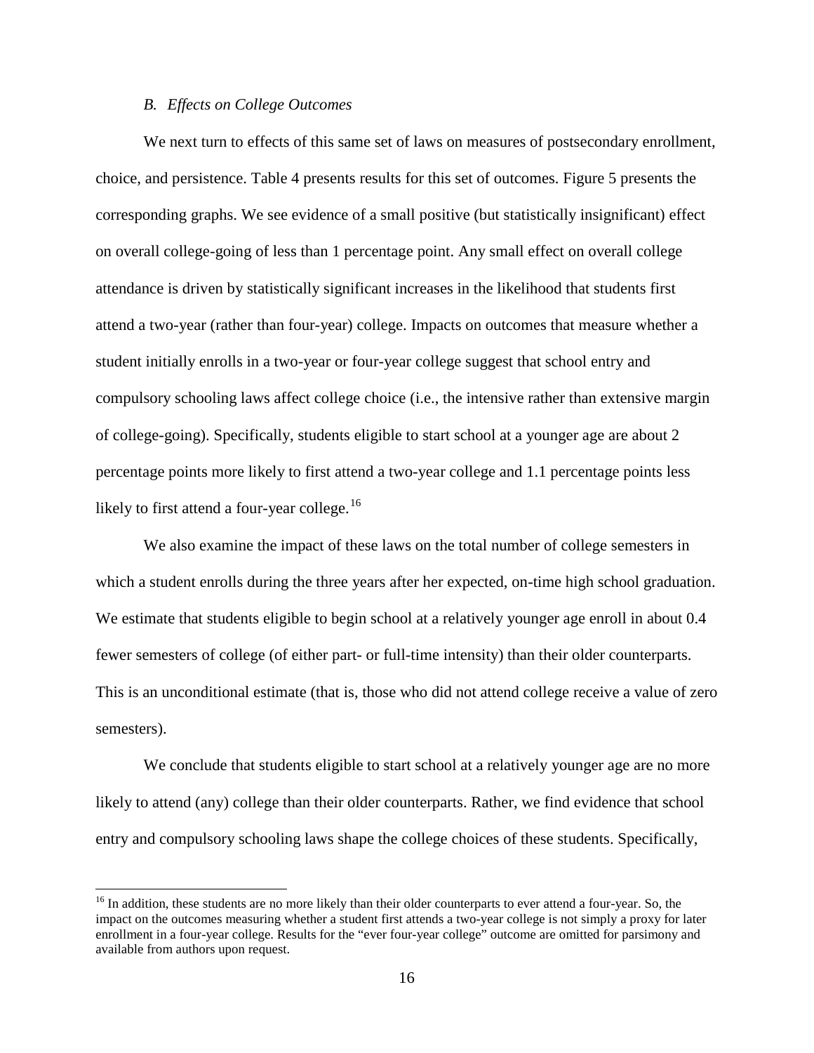### *B. Effects on College Outcomes*

We next turn to effects of this same set of laws on measures of postsecondary enrollment, choice, and persistence. Table 4 presents results for this set of outcomes. Figure 5 presents the corresponding graphs. We see evidence of a small positive (but statistically insignificant) effect on overall college-going of less than 1 percentage point. Any small effect on overall college attendance is driven by statistically significant increases in the likelihood that students first attend a two-year (rather than four-year) college. Impacts on outcomes that measure whether a student initially enrolls in a two-year or four-year college suggest that school entry and compulsory schooling laws affect college choice (i.e., the intensive rather than extensive margin of college-going). Specifically, students eligible to start school at a younger age are about 2 percentage points more likely to first attend a two-year college and 1.1 percentage points less likely to first attend a four-year college.[16]

We also examine the impact of these laws on the total number of college semesters in which a student enrolls during the three years after her expected, on-time high school graduation. We estimate that students eligible to begin school at a relatively younger age enroll in about 0.4 fewer semesters of college (of either part- or full-time intensity) than their older counterparts. This is an unconditional estimate (that is, those who did not attend college receive a value of zero semesters).

We conclude that students eligible to start school at a relatively younger age are no more likely to attend (any) college than their older counterparts. Rather, we find evidence that school entry and compulsory schooling laws shape the college choices of these students. Specifically,

[16] In addition, these students are no more likely than their older counterparts to ever attend a four-year. So, the impact on the outcomes measuring whether a student first attends a two-year college is not simply a proxy for later enrollment in a four-year college. Results for the "ever four-year college" outcome are omitted for parsimony and available from authors upon request.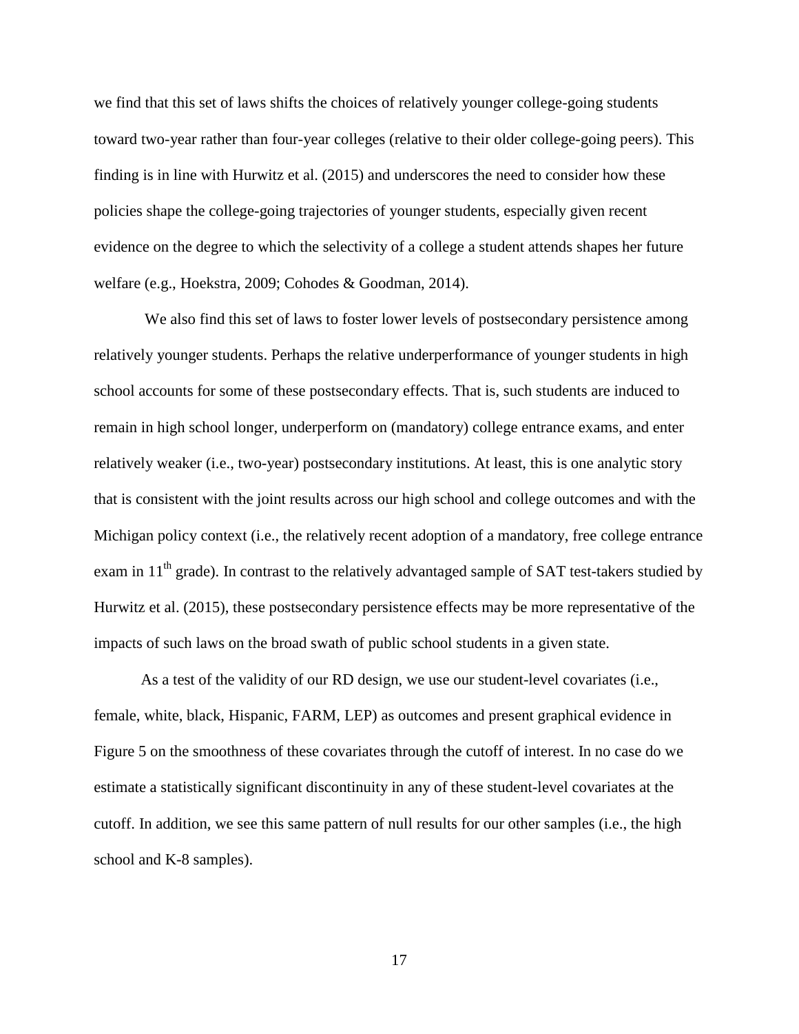we find that this set of laws shifts the choices of relatively younger college-going students toward two-year rather than four-year colleges (relative to their older college-going peers). This finding is in line with Hurwitz et al. (2015) and underscores the need to consider how these policies shape the college-going trajectories of younger students, especially given recent evidence on the degree to which the selectivity of a college a student attends shapes her future welfare (e.g., Hoekstra, 2009; Cohodes & Goodman, 2014).

We also find this set of laws to foster lower levels of postsecondary persistence among relatively younger students. Perhaps the relative underperformance of younger students in high school accounts for some of these postsecondary effects. That is, such students are induced to remain in high school longer, underperform on (mandatory) college entrance exams, and enter relatively weaker (i.e., two-year) postsecondary institutions. At least, this is one analytic story that is consistent with the joint results across our high school and college outcomes and with the Michigan policy context (i.e., the relatively recent adoption of a mandatory, free college entrance exam in 11th grade). In contrast to the relatively advantaged sample of SAT test-takers studied by Hurwitz et al. (2015), these postsecondary persistence effects may be more representative of the impacts of such laws on the broad swath of public school students in a given state.

As a test of the validity of our RD design, we use our student-level covariates (i.e., female, white, black, Hispanic, FARM, LEP) as outcomes and present graphical evidence in Figure 5 on the smoothness of these covariates through the cutoff of interest. In no case do we estimate a statistically significant discontinuity in any of these student-level covariates at the cutoff. In addition, we see this same pattern of null results for our other samples (i.e., the high school and K-8 samples).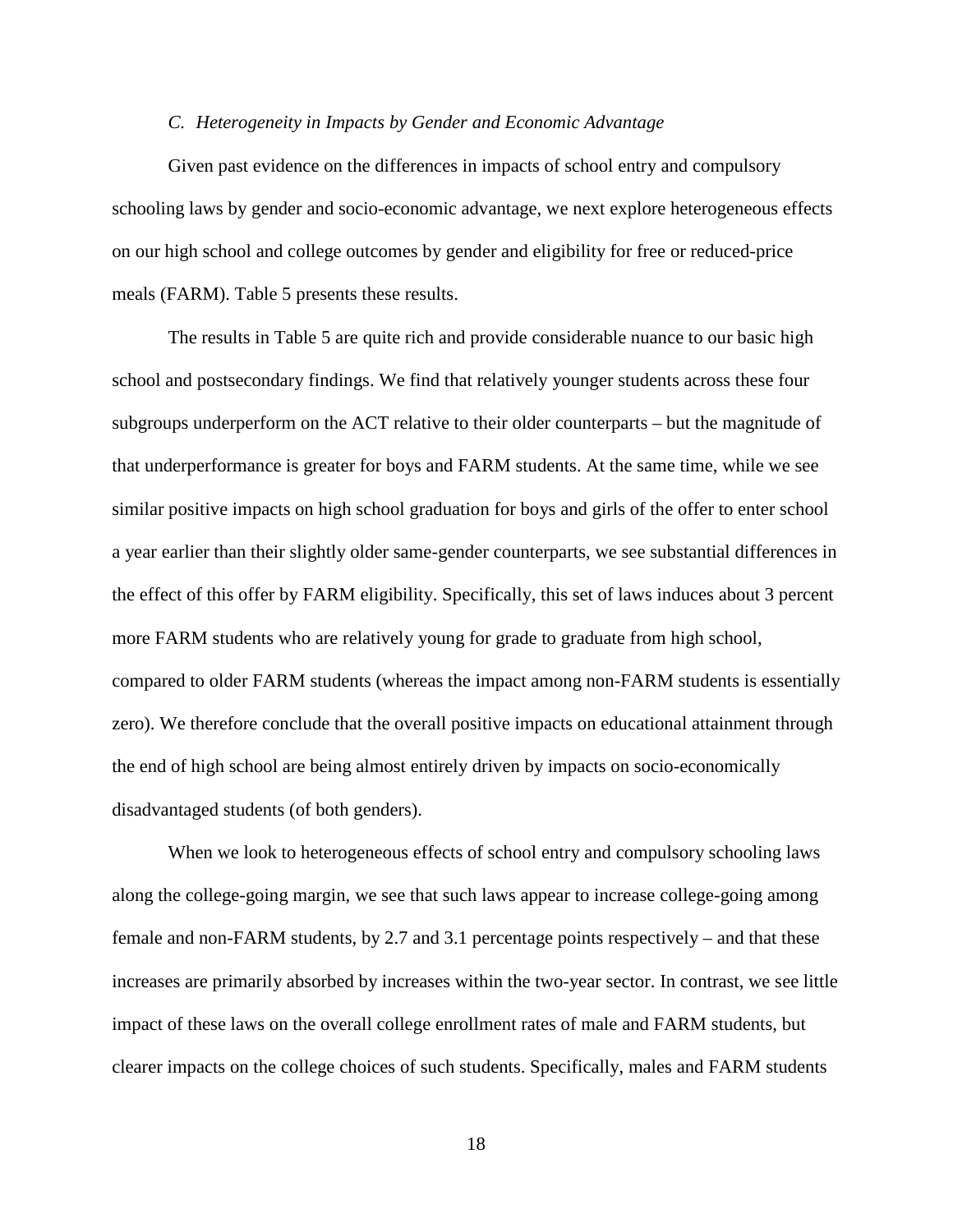### *C. Heterogeneity in Impacts by Gender and Economic Advantage*

Given past evidence on the differences in impacts of school entry and compulsory schooling laws by gender and socio-economic advantage, we next explore heterogeneous effects on our high school and college outcomes by gender and eligibility for free or reduced-price meals (FARM). Table 5 presents these results.

The results in Table 5 are quite rich and provide considerable nuance to our basic high school and postsecondary findings. We find that relatively younger students across these four subgroups underperform on the ACT relative to their older counterparts – but the magnitude of that underperformance is greater for boys and FARM students. At the same time, while we see similar positive impacts on high school graduation for boys and girls of the offer to enter school a year earlier than their slightly older same-gender counterparts, we see substantial differences in the effect of this offer by FARM eligibility. Specifically, this set of laws induces about 3 percent more FARM students who are relatively young for grade to graduate from high school, compared to older FARM students (whereas the impact among non-FARM students is essentially zero). We therefore conclude that the overall positive impacts on educational attainment through the end of high school are being almost entirely driven by impacts on socio-economically disadvantaged students (of both genders).

When we look to heterogeneous effects of school entry and compulsory schooling laws along the college-going margin, we see that such laws appear to increase college-going among female and non-FARM students, by 2.7 and 3.1 percentage points respectively – and that these increases are primarily absorbed by increases within the two-year sector. In contrast, we see little impact of these laws on the overall college enrollment rates of male and FARM students, but clearer impacts on the college choices of such students. Specifically, males and FARM students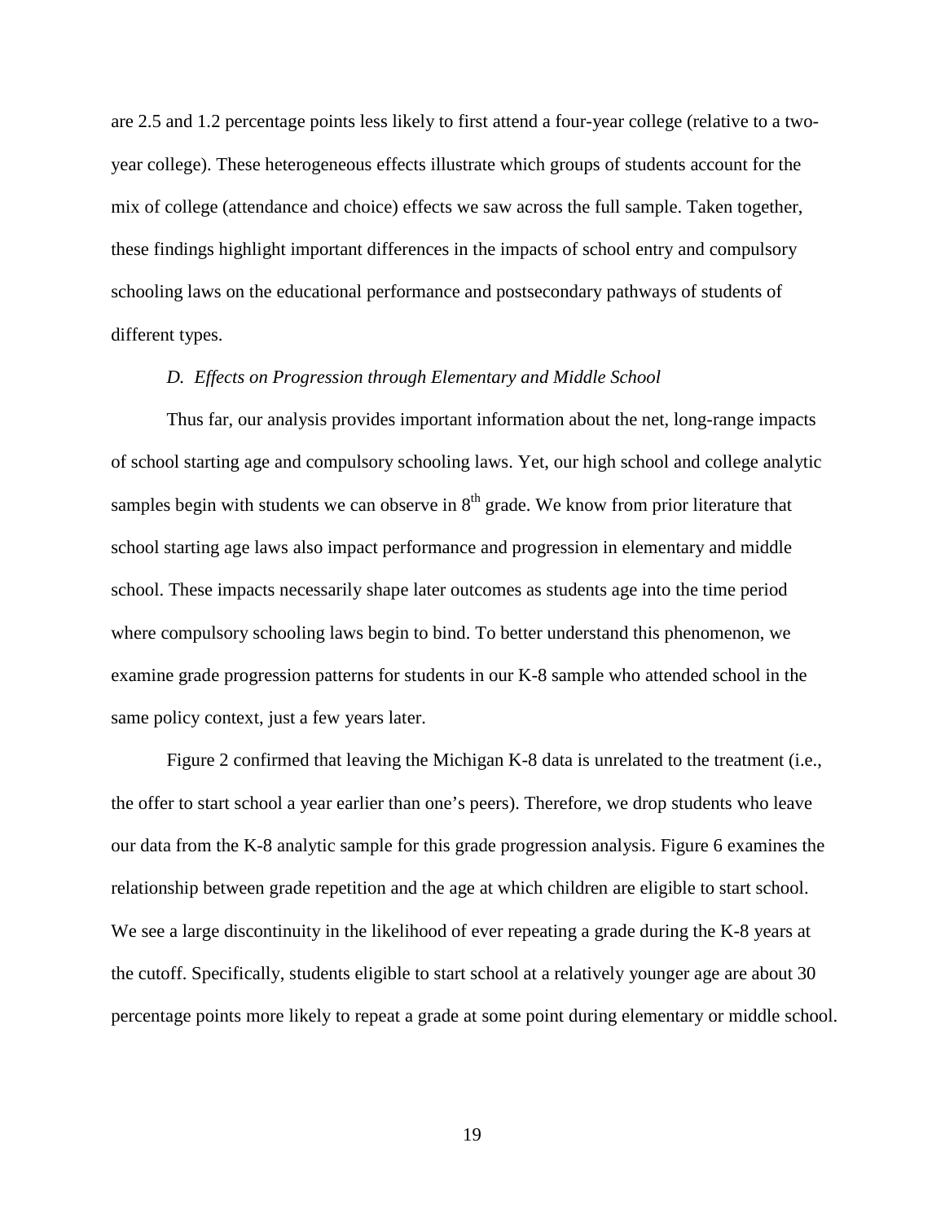are 2.5 and 1.2 percentage points less likely to first attend a four-year college (relative to a two-year college). These heterogeneous effects illustrate which groups of students account for the mix of college (attendance and choice) effects we saw across the full sample. Taken together, these findings highlight important differences in the impacts of school entry and compulsory schooling laws on the educational performance and postsecondary pathways of students of different types.

### *D. Effects on Progression through Elementary and Middle School*

Thus far, our analysis provides important information about the net, long-range impacts of school starting age and compulsory schooling laws. Yet, our high school and college analytic samples begin with students we can observe in 8th grade. We know from prior literature that school starting age laws also impact performance and progression in elementary and middle school. These impacts necessarily shape later outcomes as students age into the time period where compulsory schooling laws begin to bind. To better understand this phenomenon, we examine grade progression patterns for students in our K-8 sample who attended school in the same policy context, just a few years later.

Figure 2 confirmed that leaving the Michigan K-8 data is unrelated to the treatment (i.e., the offer to start school a year earlier than one's peers). Therefore, we drop students who leave our data from the K-8 analytic sample for this grade progression analysis. Figure 6 examines the relationship between grade repetition and the age at which children are eligible to start school. We see a large discontinuity in the likelihood of ever repeating a grade during the K-8 years at the cutoff. Specifically, students eligible to start school at a relatively younger age are about 30 percentage points more likely to repeat a grade at some point during elementary or middle school.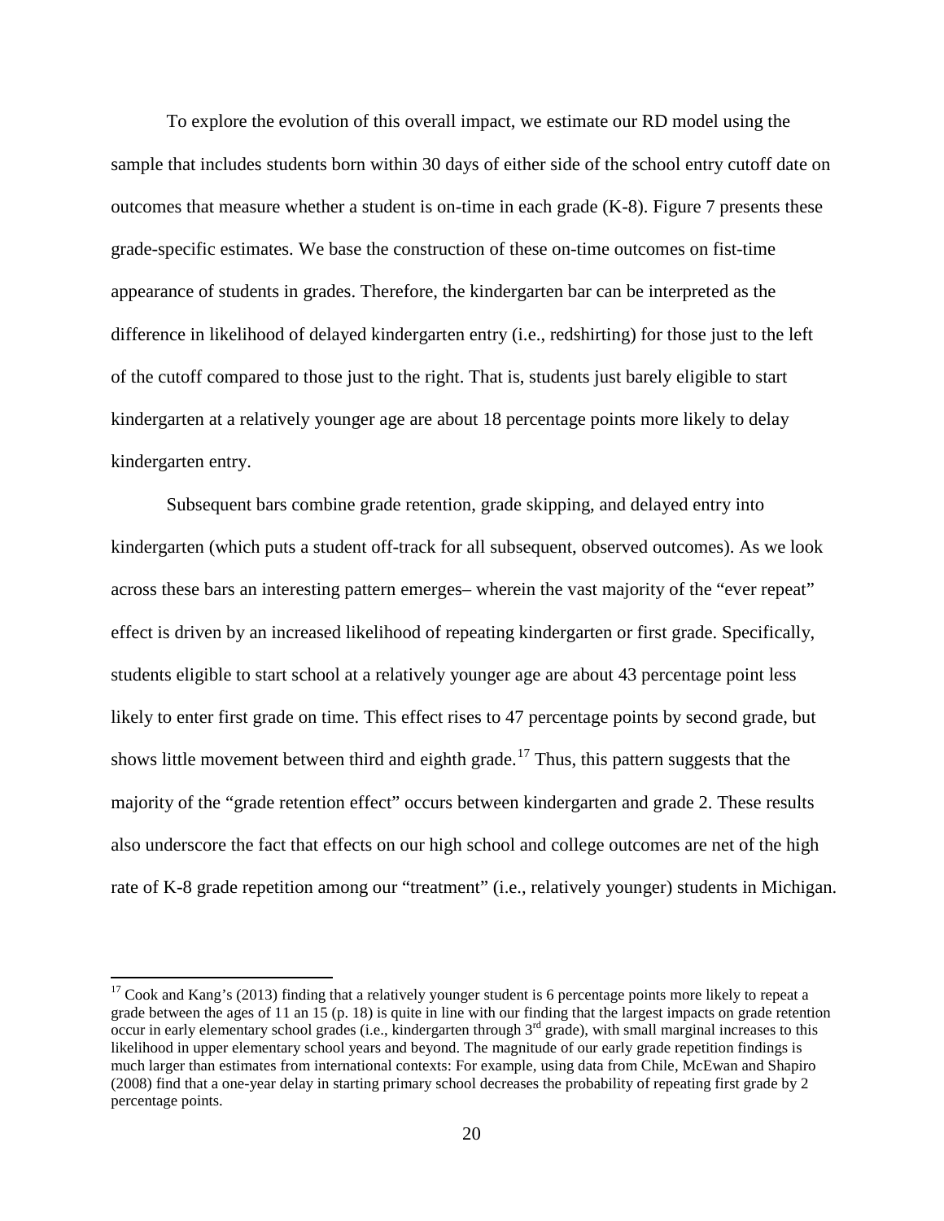To explore the evolution of this overall impact, we estimate our RD model using the sample that includes students born within 30 days of either side of the school entry cutoff date on outcomes that measure whether a student is on-time in each grade (K-8). Figure 7 presents these grade-specific estimates. We base the construction of these on-time outcomes on fist-time appearance of students in grades. Therefore, the kindergarten bar can be interpreted as the difference in likelihood of delayed kindergarten entry (i.e., redshirting) for those just to the left of the cutoff compared to those just to the right. That is, students just barely eligible to start kindergarten at a relatively younger age are about 18 percentage points more likely to delay kindergarten entry.

Subsequent bars combine grade retention, grade skipping, and delayed entry into kindergarten (which puts a student off-track for all subsequent, observed outcomes). As we look across these bars an interesting pattern emerges– wherein the vast majority of the "ever repeat" effect is driven by an increased likelihood of repeating kindergarten or first grade. Specifically, students eligible to start school at a relatively younger age are about 43 percentage point less likely to enter first grade on time. This effect rises to 47 percentage points by second grade, but shows little movement between third and eighth grade.[17] Thus, this pattern suggests that the majority of the "grade retention effect" occurs between kindergarten and grade 2. These results also underscore the fact that effects on our high school and college outcomes are net of the high rate of K-8 grade repetition among our "treatment" (i.e., relatively younger) students in Michigan.

[17] Cook and Kang's (2013) finding that a relatively younger student is 6 percentage points more likely to repeat a grade between the ages of 11 an 15 (p. 18) is quite in line with our finding that the largest impacts on grade retention occur in early elementary school grades (i.e., kindergarten through 3rd grade), with small marginal increases to this likelihood in upper elementary school years and beyond. The magnitude of our early grade repetition findings is much larger than estimates from international contexts: For example, using data from Chile, McEwan and Shapiro (2008) find that a one-year delay in starting primary school decreases the probability of repeating first grade by 2 percentage points.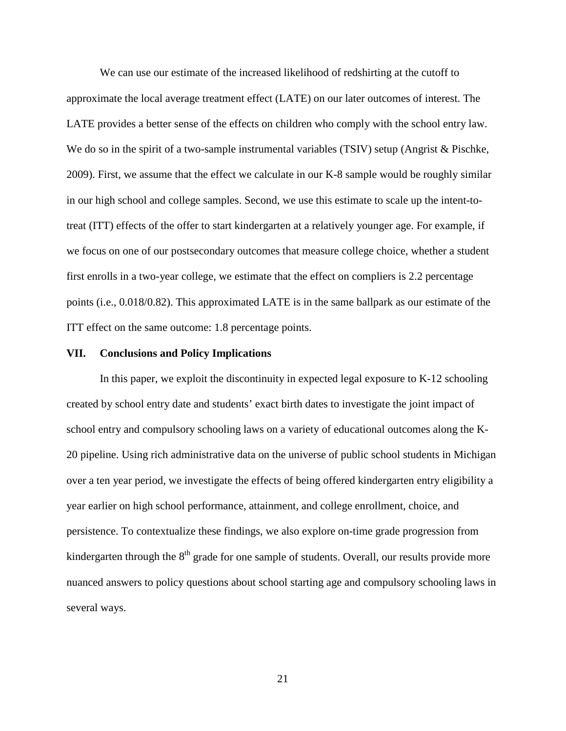We can use our estimate of the increased likelihood of redshirting at the cutoff to approximate the local average treatment effect (LATE) on our later outcomes of interest. The LATE provides a better sense of the effects on children who comply with the school entry law. We do so in the spirit of a two-sample instrumental variables (TSIV) setup (Angrist & Pischke, 2009). First, we assume that the effect we calculate in our K-8 sample would be roughly similar in our high school and college samples. Second, we use this estimate to scale up the intent-to-treat (ITT) effects of the offer to start kindergarten at a relatively younger age. For example, if we focus on one of our postsecondary outcomes that measure college choice, whether a student first enrolls in a two-year college, we estimate that the effect on compliers is 2.2 percentage points (i.e., 0.018/0.82). This approximated LATE is in the same ballpark as our estimate of the ITT effect on the same outcome: 1.8 percentage points.

## VII. Conclusions and Policy Implications

In this paper, we exploit the discontinuity in expected legal exposure to K-12 schooling created by school entry date and students' exact birth dates to investigate the joint impact of school entry and compulsory schooling laws on a variety of educational outcomes along the K-20 pipeline. Using rich administrative data on the universe of public school students in Michigan over a ten year period, we investigate the effects of being offered kindergarten entry eligibility a year earlier on high school performance, attainment, and college enrollment, choice, and persistence. To contextualize these findings, we also explore on-time grade progression from kindergarten through the 8$^{th}$ grade for one sample of students. Overall, our results provide more nuanced answers to policy questions about school starting age and compulsory schooling laws in several ways.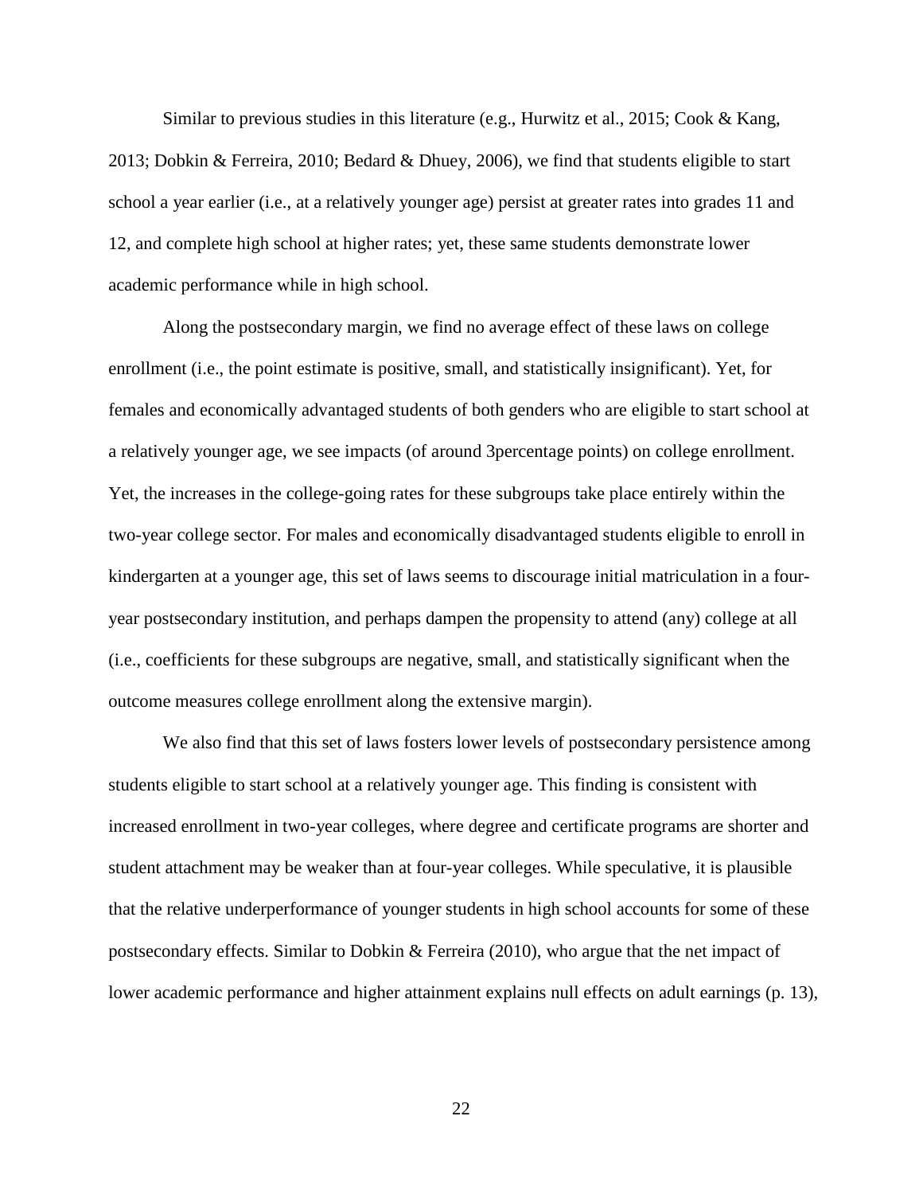Similar to previous studies in this literature (e.g., Hurwitz et al., 2015; Cook & Kang, 2013; Dobkin & Ferreira, 2010; Bedard & Dhuey, 2006), we find that students eligible to start school a year earlier (i.e., at a relatively younger age) persist at greater rates into grades 11 and 12, and complete high school at higher rates; yet, these same students demonstrate lower academic performance while in high school.

Along the postsecondary margin, we find no average effect of these laws on college enrollment (i.e., the point estimate is positive, small, and statistically insignificant). Yet, for females and economically advantaged students of both genders who are eligible to start school at a relatively younger age, we see impacts (of around 3percentage points) on college enrollment. Yet, the increases in the college-going rates for these subgroups take place entirely within the two-year college sector. For males and economically disadvantaged students eligible to enroll in kindergarten at a younger age, this set of laws seems to discourage initial matriculation in a four-year postsecondary institution, and perhaps dampen the propensity to attend (any) college at all (i.e., coefficients for these subgroups are negative, small, and statistically significant when the outcome measures college enrollment along the extensive margin).

We also find that this set of laws fosters lower levels of postsecondary persistence among students eligible to start school at a relatively younger age. This finding is consistent with increased enrollment in two-year colleges, where degree and certificate programs are shorter and student attachment may be weaker than at four-year colleges. While speculative, it is plausible that the relative underperformance of younger students in high school accounts for some of these postsecondary effects. Similar to Dobkin & Ferreira (2010), who argue that the net impact of lower academic performance and higher attainment explains null effects on adult earnings (p. 13),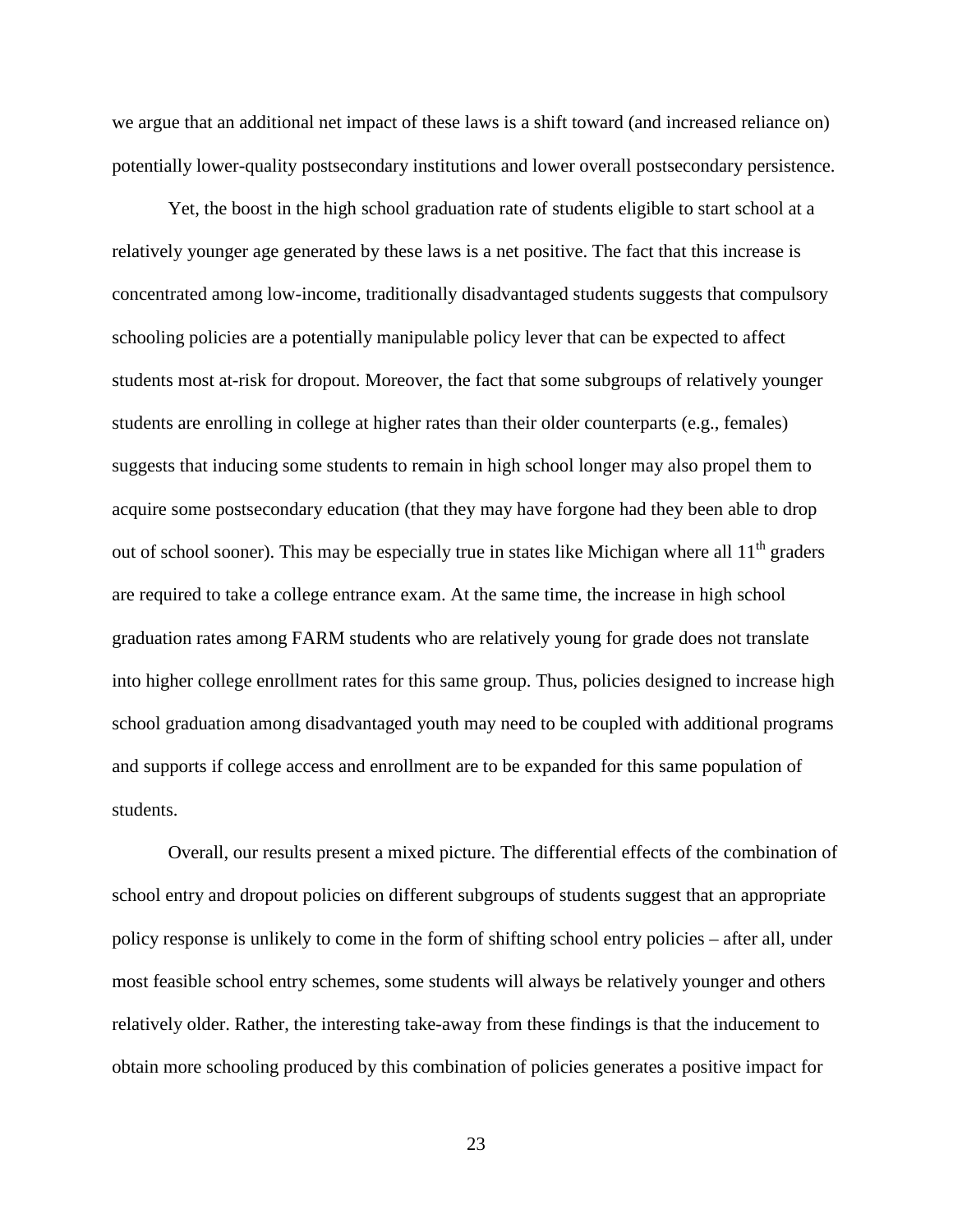we argue that an additional net impact of these laws is a shift toward (and increased reliance on) potentially lower-quality postsecondary institutions and lower overall postsecondary persistence.

Yet, the boost in the high school graduation rate of students eligible to start school at a relatively younger age generated by these laws is a net positive. The fact that this increase is concentrated among low-income, traditionally disadvantaged students suggests that compulsory schooling policies are a potentially manipulable policy lever that can be expected to affect students most at-risk for dropout. Moreover, the fact that some subgroups of relatively younger students are enrolling in college at higher rates than their older counterparts (e.g., females) suggests that inducing some students to remain in high school longer may also propel them to acquire some postsecondary education (that they may have forgone had they been able to drop out of school sooner). This may be especially true in states like Michigan where all 11th graders are required to take a college entrance exam. At the same time, the increase in high school graduation rates among FARM students who are relatively young for grade does not translate into higher college enrollment rates for this same group. Thus, policies designed to increase high school graduation among disadvantaged youth may need to be coupled with additional programs and supports if college access and enrollment are to be expanded for this same population of students.

Overall, our results present a mixed picture. The differential effects of the combination of school entry and dropout policies on different subgroups of students suggest that an appropriate policy response is unlikely to come in the form of shifting school entry policies – after all, under most feasible school entry schemes, some students will always be relatively younger and others relatively older. Rather, the interesting take-away from these findings is that the inducement to obtain more schooling produced by this combination of policies generates a positive impact for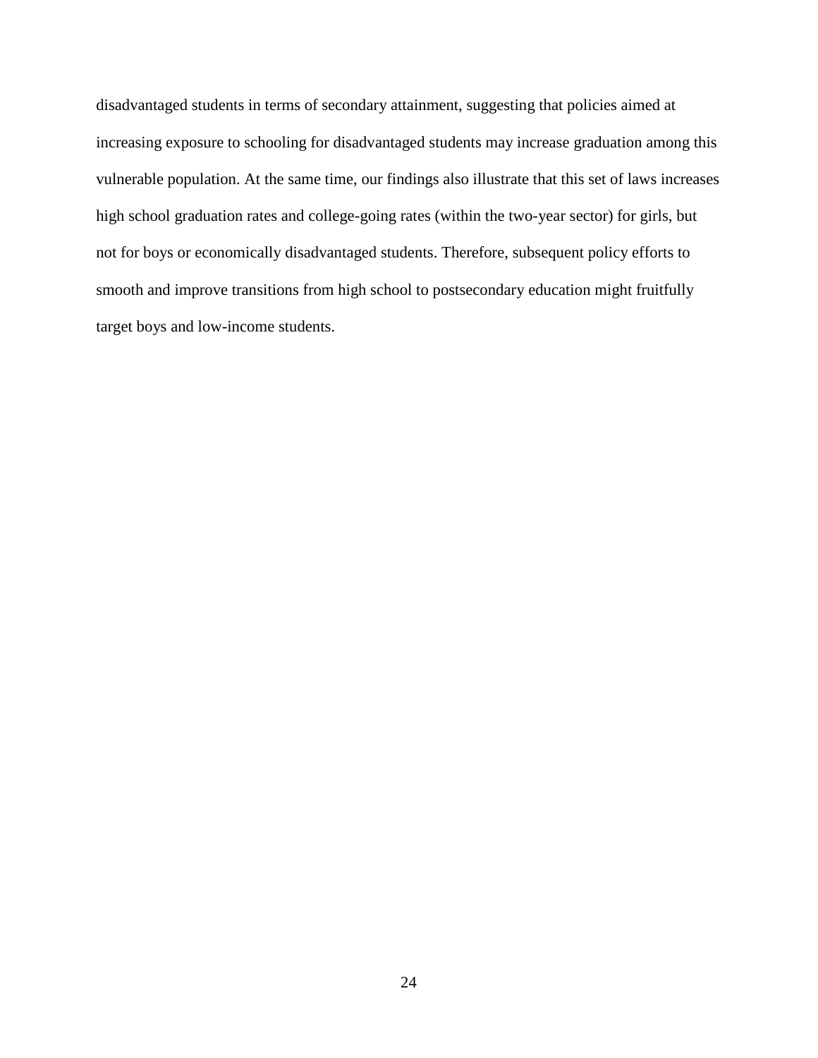disadvantaged students in terms of secondary attainment, suggesting that policies aimed at increasing exposure to schooling for disadvantaged students may increase graduation among this vulnerable population. At the same time, our findings also illustrate that this set of laws increases high school graduation rates and college-going rates (within the two-year sector) for girls, but not for boys or economically disadvantaged students. Therefore, subsequent policy efforts to smooth and improve transitions from high school to postsecondary education might fruitfully target boys and low-income students.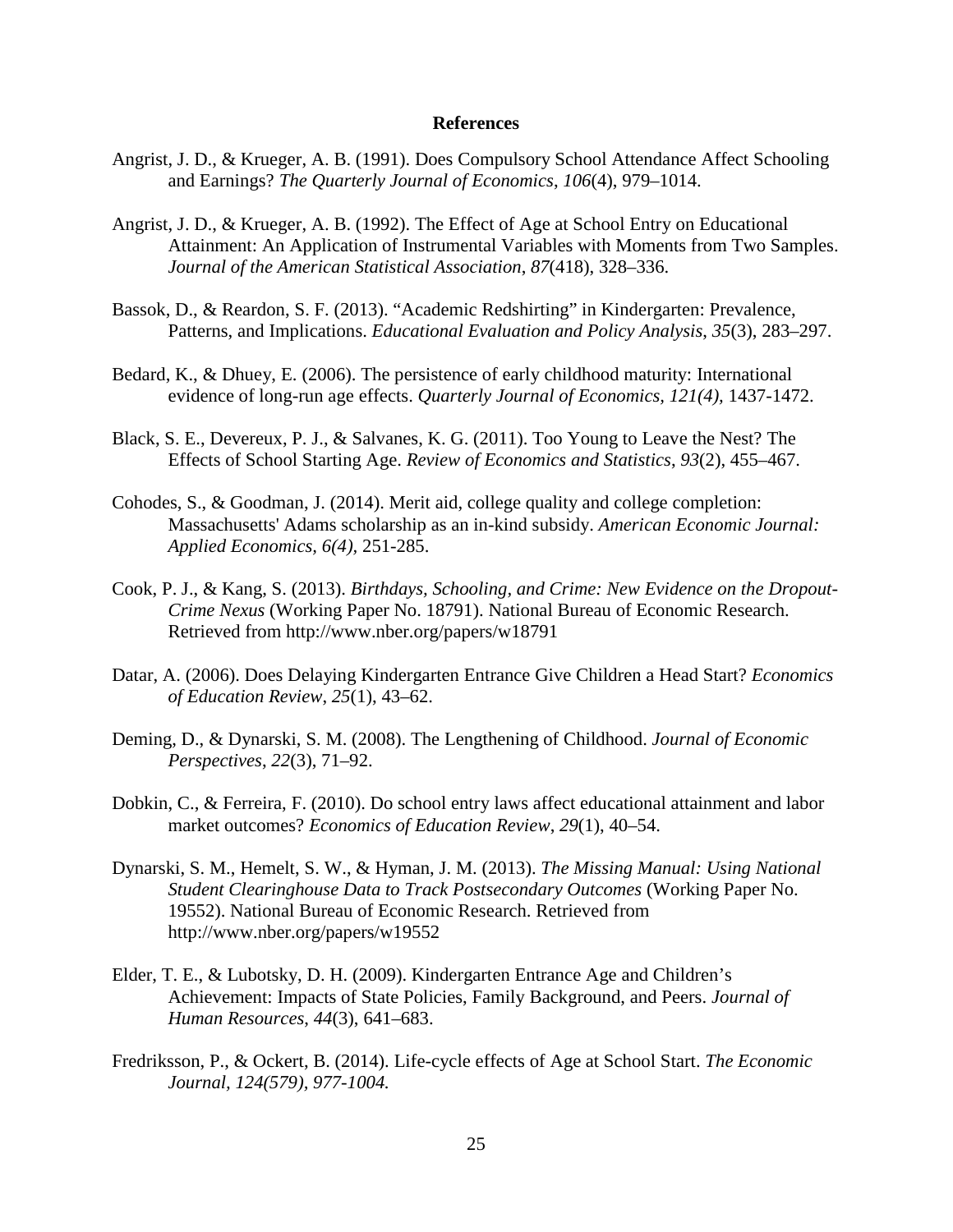# References

Angrist, J. D., & Krueger, A. B. (1991). Does Compulsory School Attendance Affect Schooling and Earnings? *The Quarterly Journal of Economics*, *106*(4), 979–1014.

Angrist, J. D., & Krueger, A. B. (1992). The Effect of Age at School Entry on Educational Attainment: An Application of Instrumental Variables with Moments from Two Samples. *Journal of the American Statistical Association*, *87*(418), 328–336.

Bassok, D., & Reardon, S. F. (2013). "Academic Redshirting" in Kindergarten: Prevalence, Patterns, and Implications. *Educational Evaluation and Policy Analysis*, *35*(3), 283–297.

Bedard, K., & Dhuey, E. (2006). The persistence of early childhood maturity: International evidence of long-run age effects. *Quarterly Journal of Economics, 121(4),* 1437-1472.

Black, S. E., Devereux, P. J., & Salvanes, K. G. (2011). Too Young to Leave the Nest? The Effects of School Starting Age. *Review of Economics and Statistics*, *93*(2), 455–467.

Cohodes, S., & Goodman, J. (2014). Merit aid, college quality and college completion: Massachusetts' Adams scholarship as an in-kind subsidy. *American Economic Journal: Applied Economics, 6(4),* 251-285.

Cook, P. J., & Kang, S. (2013). *Birthdays, Schooling, and Crime: New Evidence on the Dropout-Crime Nexus* (Working Paper No. 18791). National Bureau of Economic Research. Retrieved from http://www.nber.org/papers/w18791

Datar, A. (2006). Does Delaying Kindergarten Entrance Give Children a Head Start? *Economics of Education Review*, *25*(1), 43–62.

Deming, D., & Dynarski, S. M. (2008). The Lengthening of Childhood. *Journal of Economic Perspectives*, *22*(3), 71–92.

Dobkin, C., & Ferreira, F. (2010). Do school entry laws affect educational attainment and labor market outcomes? *Economics of Education Review*, *29*(1), 40–54.

Dynarski, S. M., Hemelt, S. W., & Hyman, J. M. (2013). *The Missing Manual: Using National Student Clearinghouse Data to Track Postsecondary Outcomes* (Working Paper No. 19552). National Bureau of Economic Research. Retrieved from http://www.nber.org/papers/w19552

Elder, T. E., & Lubotsky, D. H. (2009). Kindergarten Entrance Age and Children's Achievement: Impacts of State Policies, Family Background, and Peers. *Journal of Human Resources*, *44*(3), 641–683.

Fredriksson, P., & Ockert, B. (2014). Life-cycle effects of Age at School Start. *The Economic Journal, 124(579), 977-1004.*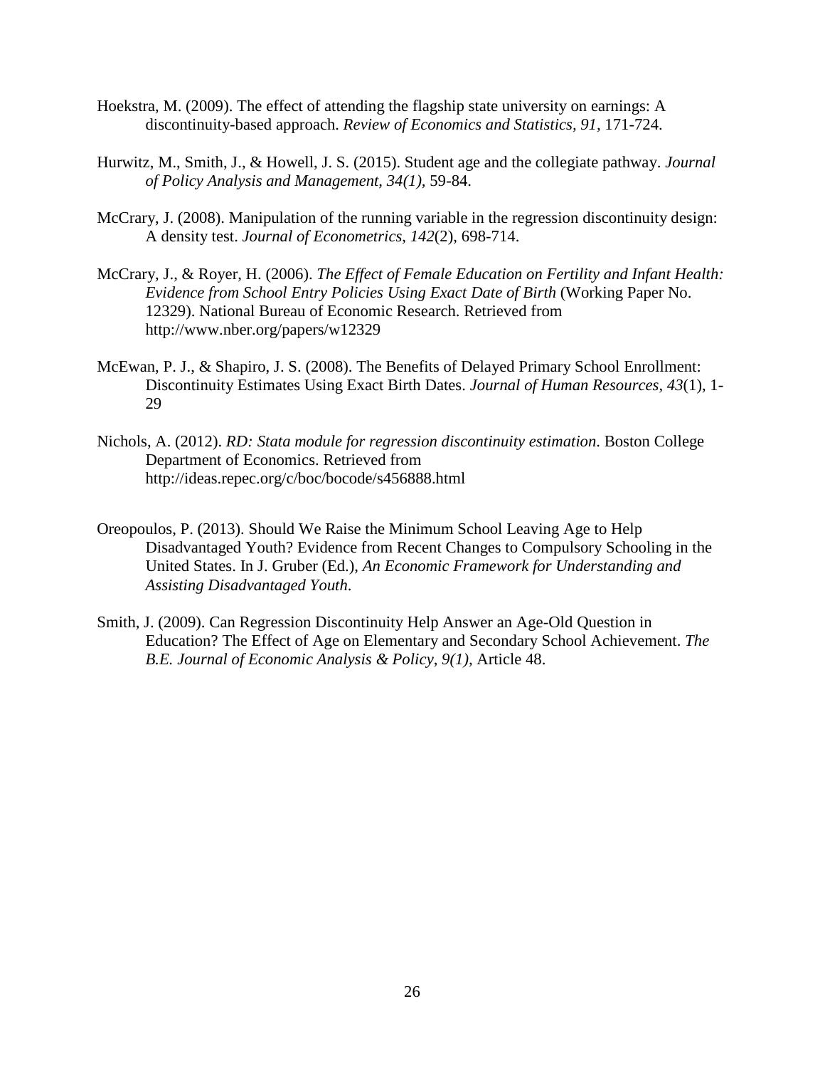Hoekstra, M. (2009). The effect of attending the flagship state university on earnings: A discontinuity-based approach. *Review of Economics and Statistics, 91,* 171-724.

Hurwitz, M., Smith, J., & Howell, J. S. (2015). Student age and the collegiate pathway. *Journal of Policy Analysis and Management, 34(1),* 59-84.

McCrary, J. (2008). Manipulation of the running variable in the regression discontinuity design: A density test. *Journal of Econometrics*, *142*(2), 698-714.

McCrary, J., & Royer, H. (2006). *The Effect of Female Education on Fertility and Infant Health: Evidence from School Entry Policies Using Exact Date of Birth* (Working Paper No. 12329). National Bureau of Economic Research. Retrieved from http://www.nber.org/papers/w12329

McEwan, P. J., & Shapiro, J. S. (2008). The Benefits of Delayed Primary School Enrollment: Discontinuity Estimates Using Exact Birth Dates. *Journal of Human Resources*, *43*(1), 1-29

Nichols, A. (2012). *RD: Stata module for regression discontinuity estimation*. Boston College Department of Economics. Retrieved from http://ideas.repec.org/c/boc/bocode/s456888.html

Oreopoulos, P. (2013). Should We Raise the Minimum School Leaving Age to Help Disadvantaged Youth? Evidence from Recent Changes to Compulsory Schooling in the United States. In J. Gruber (Ed.), *An Economic Framework for Understanding and Assisting Disadvantaged Youth*.

Smith, J. (2009). Can Regression Discontinuity Help Answer an Age-Old Question in Education? The Effect of Age on Elementary and Secondary School Achievement. *The B.E. Journal of Economic Analysis & Policy, 9(1),* Article 48.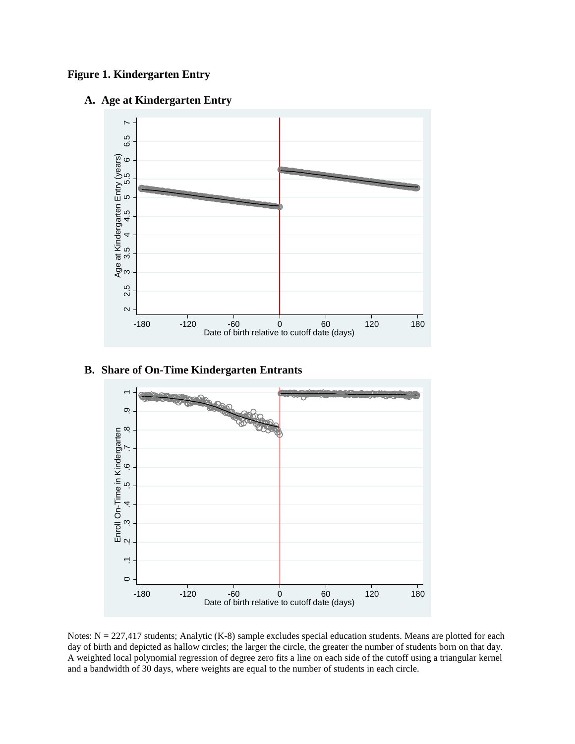**Figure 1. Kindergarten Entry**

**A. Age at Kindergarten Entry**

Age at Kindergarten Entry (years)

7
6.5
6
5.5
5
4.5
4
3.5
3
2.5
2

-180 -120 -60 0 60 120 180

Date of birth relative to cutoff date (days)

**B. Share of On-Time Kindergarten Entrants**

Enroll On-Time in Kindergarten

1
.9
.8
.7
.6
.5
.4
.3
.2
.1
0

-180 -120 -60 0 60 120 180

Date of birth relative to cutoff date (days)

Notes: N = 227,417 students; Analytic (K-8) sample excludes special education students. Means are plotted for each day of birth and depicted as hallow circles; the larger the circle, the greater the number of students born on that day. A weighted local polynomial regression of degree zero fits a line on each side of the cutoff using a triangular kernel and a bandwidth of 30 days, where weights are equal to the number of students in each circle.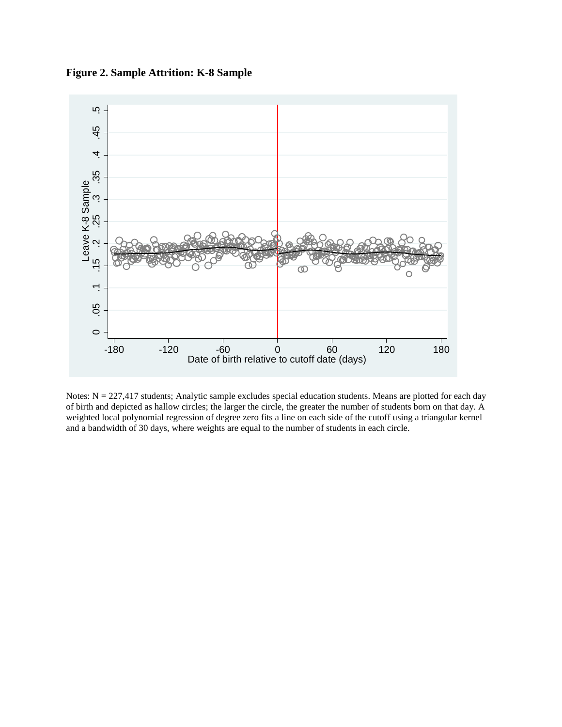**Figure 2. Sample Attrition: K-8 Sample**

Leave K-8 Sample

0
.05
.1
.15
.2
.25
.3
.35
.4
.45
.5

-180
-120
-60
0
60
120
180

Date of birth relative to cutoff date (days)

Notes: N = 227,417 students; Analytic sample excludes special education students. Means are plotted for each day of birth and depicted as hallow circles; the larger the circle, the greater the number of students born on that day. A weighted local polynomial regression of degree zero fits a line on each side of the cutoff using a triangular kernel and a bandwidth of 30 days, where weights are equal to the number of students in each circle.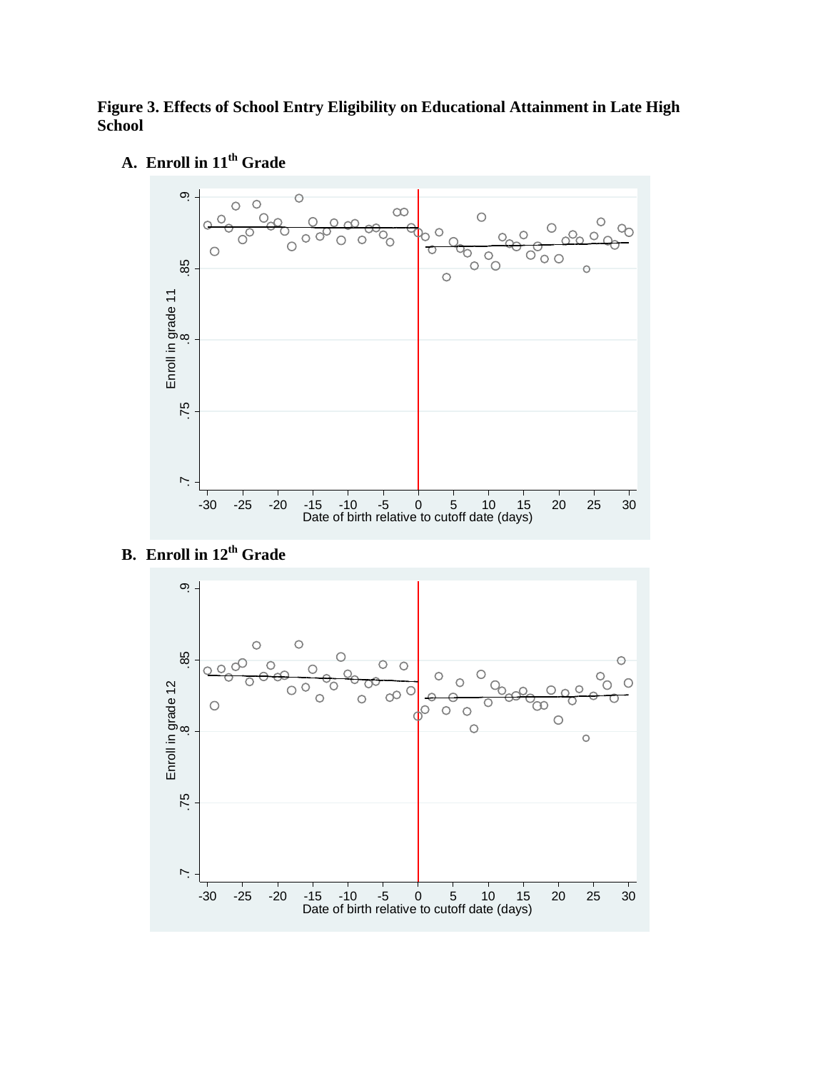**Figure 3. Effects of School Entry Eligibility on Educational Attainment in Late High School**

**A. Enroll in 11th Grade**

**B. Enroll in 12th Grade**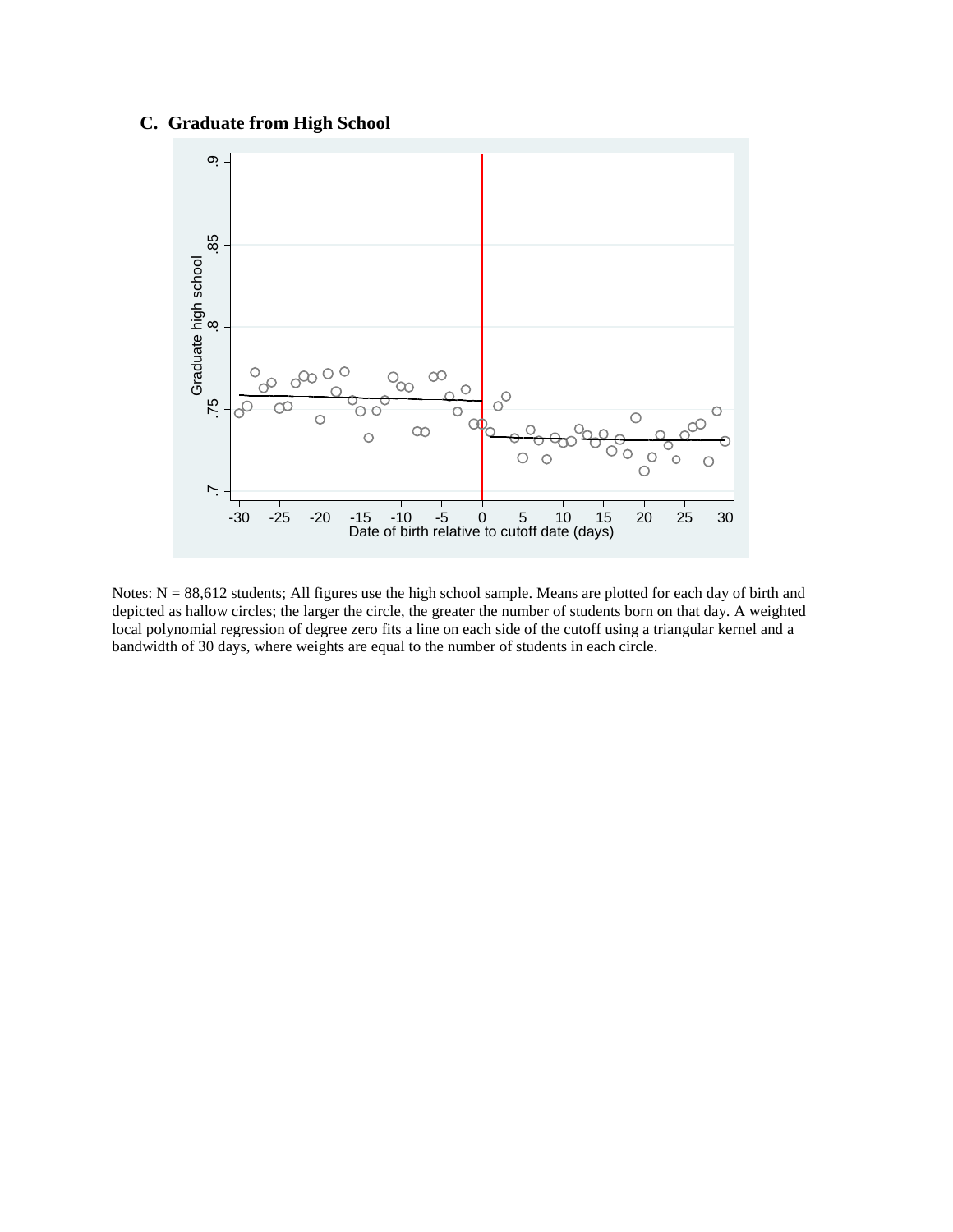**C. Graduate from High School**

Graduate high school

.7
.75
.8
.85
.9

-30 -25 -20 -15 -10 -5 0 5 10 15 20 25 30

Date of birth relative to cutoff date (days)

Notes: N = 88,612 students; All figures use the high school sample. Means are plotted for each day of birth and depicted as hallow circles; the larger the circle, the greater the number of students born on that day. A weighted local polynomial regression of degree zero fits a line on each side of the cutoff using a triangular kernel and a bandwidth of 30 days, where weights are equal to the number of students in each circle.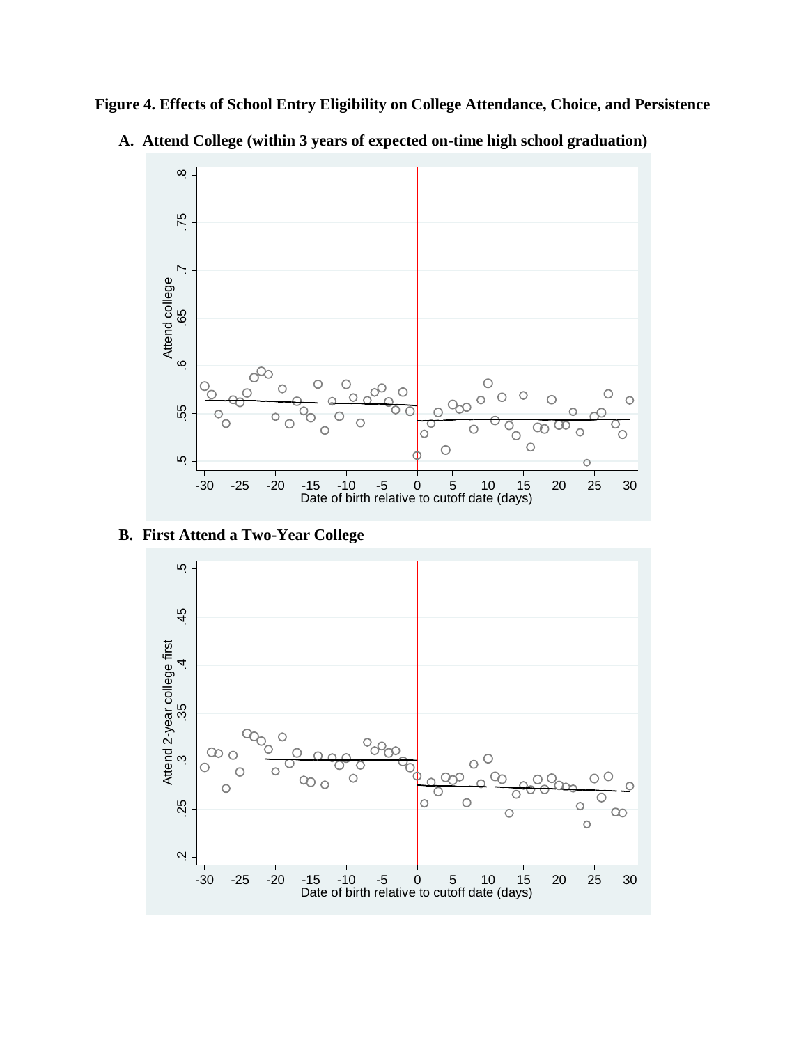**Figure 4. Effects of School Entry Eligibility on College Attendance, Choice, and Persistence**

**A. Attend College (within 3 years of expected on-time high school graduation)**

Attend college

.5
.55
.6
.65
.7
.75
.8

-30 -25 -20 -15 -10 -5 0 5 10 15 20 25 30

Date of birth relative to cutoff date (days)

**B. First Attend a Two-Year College**

Attend 2-year college first

.2
.25
.3
.35
.4
.45
.5

-30 -25 -20 -15 -10 -5 0 5 10 15 20 25 30

Date of birth relative to cutoff date (days)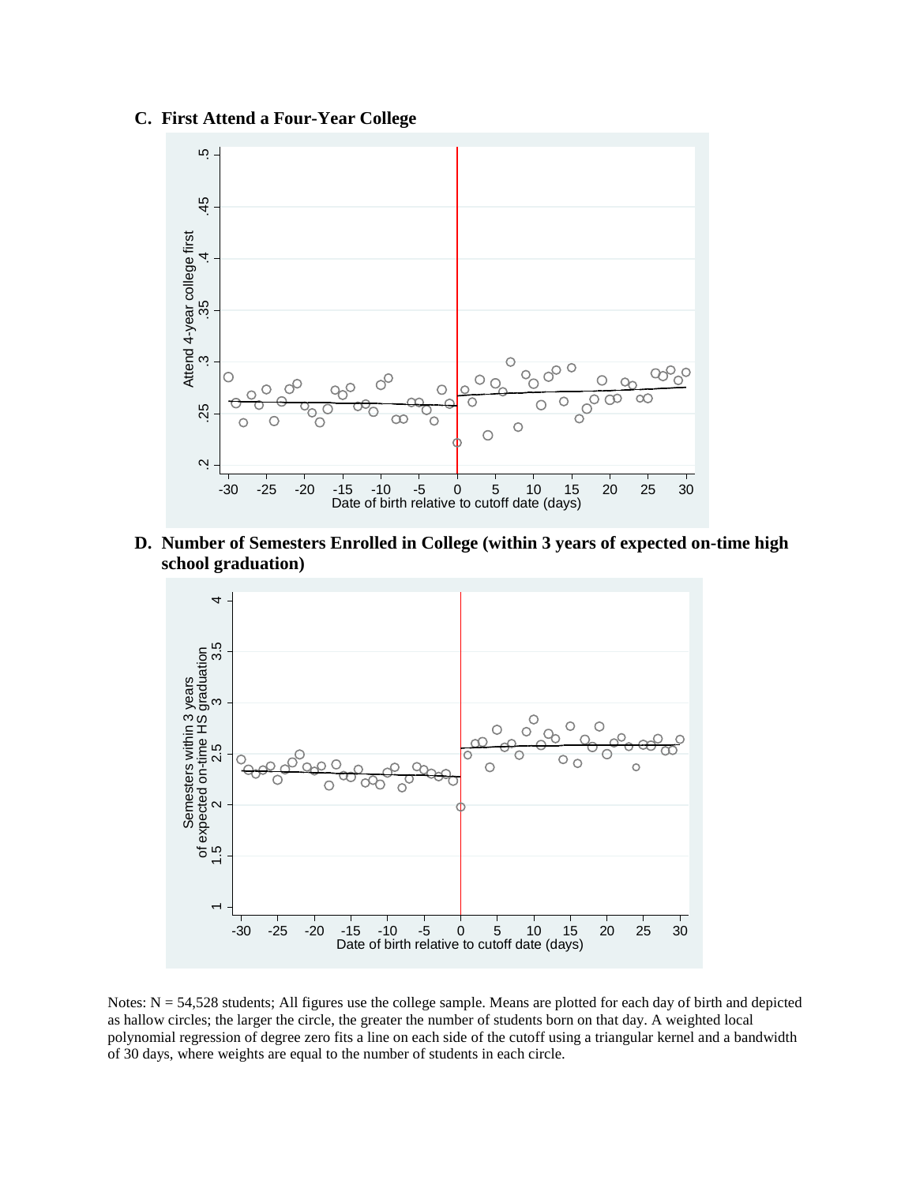**C. First Attend a Four-Year College**

Attend 4-year college first

.2
.25
.3
.35
.4
.45
.5

-30 -25 -20 -15 -10 -5 0 5 10 15 20 25 30

Date of birth relative to cutoff date (days)

**D. Number of Semesters Enrolled in College (within 3 years of expected on-time high school graduation)**

Semesters within 3 years of expected on-time HS graduation

1
1.5
2
2.5
3
3.5
4

-30 -25 -20 -15 -10 -5 0 5 10 15 20 25 30

Date of birth relative to cutoff date (days)

Notes: N = 54,528 students; All figures use the college sample. Means are plotted for each day of birth and depicted as hallow circles; the larger the circle, the greater the number of students born on that day. A weighted local polynomial regression of degree zero fits a line on each side of the cutoff using a triangular kernel and a bandwidth of 30 days, where weights are equal to the number of students in each circle.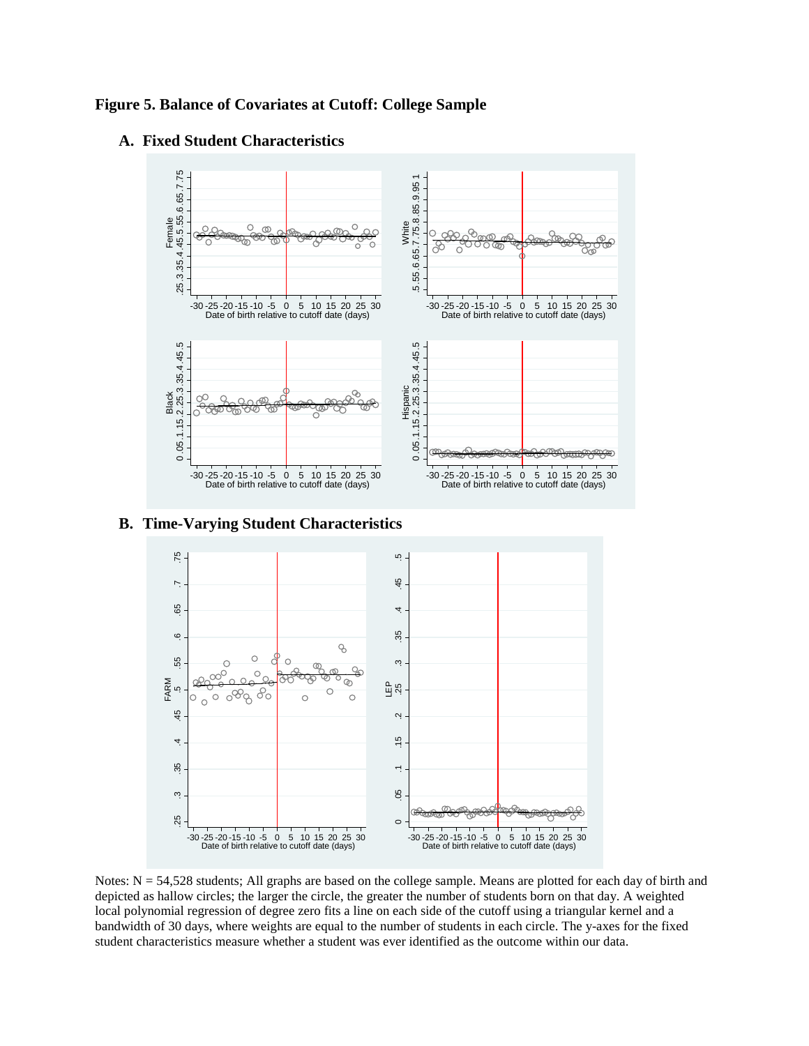## Figure 5. Balance of Covariates at Cutoff: College Sample

### A. Fixed Student Characteristics

Female
.25 .3 .35 .4 .45 .5 .55 .6 .65 .7 .75
-30 -25 -20 -15 -10 -5 0 5 10 15 20 25 30
Date of birth relative to cutoff date (days)

White
.5 .55 .6 .65 .7 .75 .8 .85 .9 .95 1
-30 -25 -20 -15 -10 -5 0 5 10 15 20 25 30
Date of birth relative to cutoff date (days)

Black
0 .05 .1 .15 .2 .25 .3 .35 .4 .45 .5
-30 -25 -20 -15 -10 -5 0 5 10 15 20 25 30
Date of birth relative to cutoff date (days)

Hispanic
0 .05 .1 .15 .2 .25 .3 .35 .4 .45 .5
-30 -25 -20 -15 -10 -5 0 5 10 15 20 25 30
Date of birth relative to cutoff date (days)

### B. Time-Varying Student Characteristics

FARM
.25 .3 .35 .4 .45 .5 .55 .6 .65 .7 .75
-30 -25 -20 -15 -10 -5 0 5 10 15 20 25 30
Date of birth relative to cutoff date (days)

LEP
0 .05 .1 .15 .2 .25 .3 .35 .4 .45 .5
-30 -25 -20 -15 -10 -5 0 5 10 15 20 25 30
Date of birth relative to cutoff date (days)

Notes: N = 54,528 students; All graphs are based on the college sample. Means are plotted for each day of birth and depicted as hallow circles; the larger the circle, the greater the number of students born on that day. A weighted local polynomial regression of degree zero fits a line on each side of the cutoff using a triangular kernel and a bandwidth of 30 days, where weights are equal to the number of students in each circle. The y-axes for the fixed student characteristics measure whether a student was ever identified as the outcome within our data.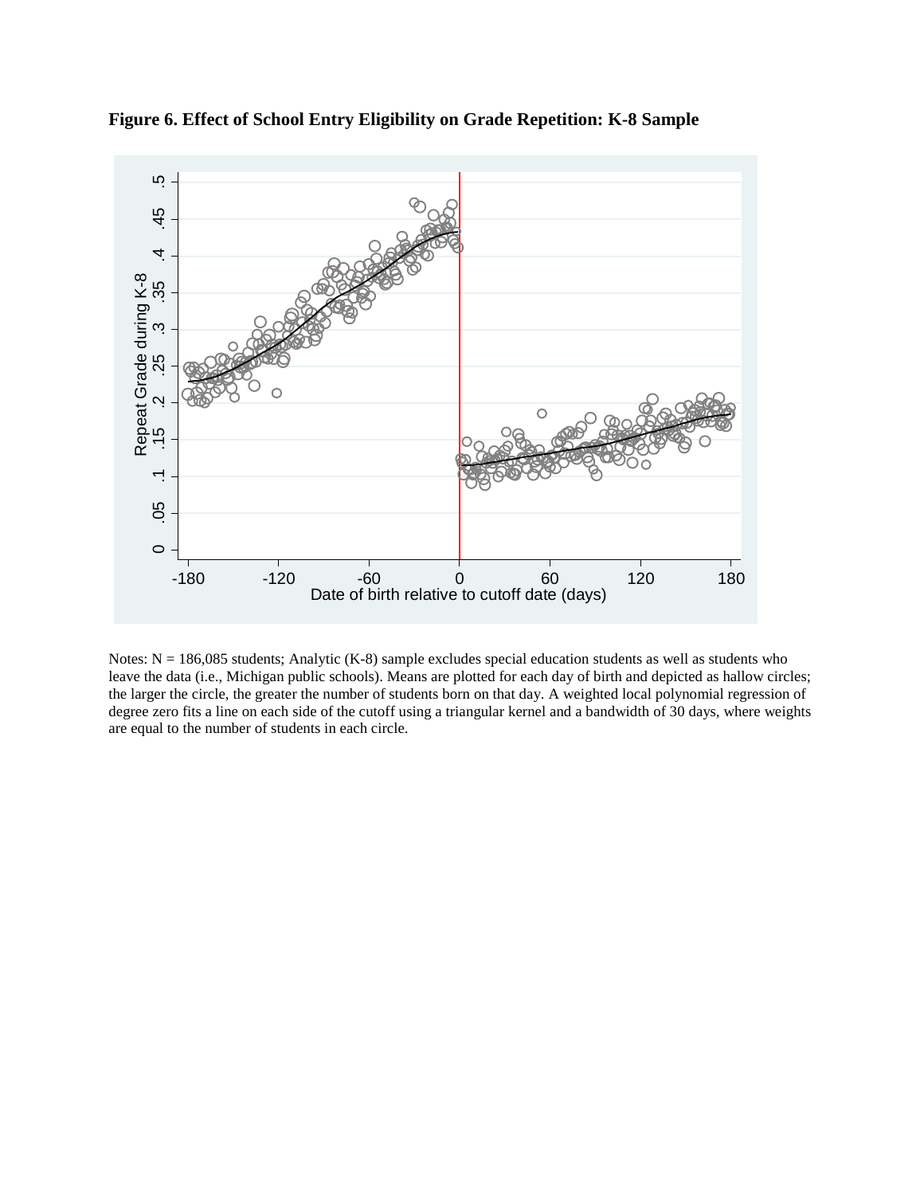**Figure 6. Effect of School Entry Eligibility on Grade Repetition: K-8 Sample**

Repeat Grade during K-8

0 .05 .1 .15 .2 .25 .3 .35 .4 .45 .5

-180 -120 -60 0 60 120 180

Date of birth relative to cutoff date (days)

Notes: N = 186,085 students; Analytic (K-8) sample excludes special education students as well as students who leave the data (i.e., Michigan public schools). Means are plotted for each day of birth and depicted as hallow circles; the larger the circle, the greater the number of students born on that day. A weighted local polynomial regression of degree zero fits a line on each side of the cutoff using a triangular kernel and a bandwidth of 30 days, where weights are equal to the number of students in each circle.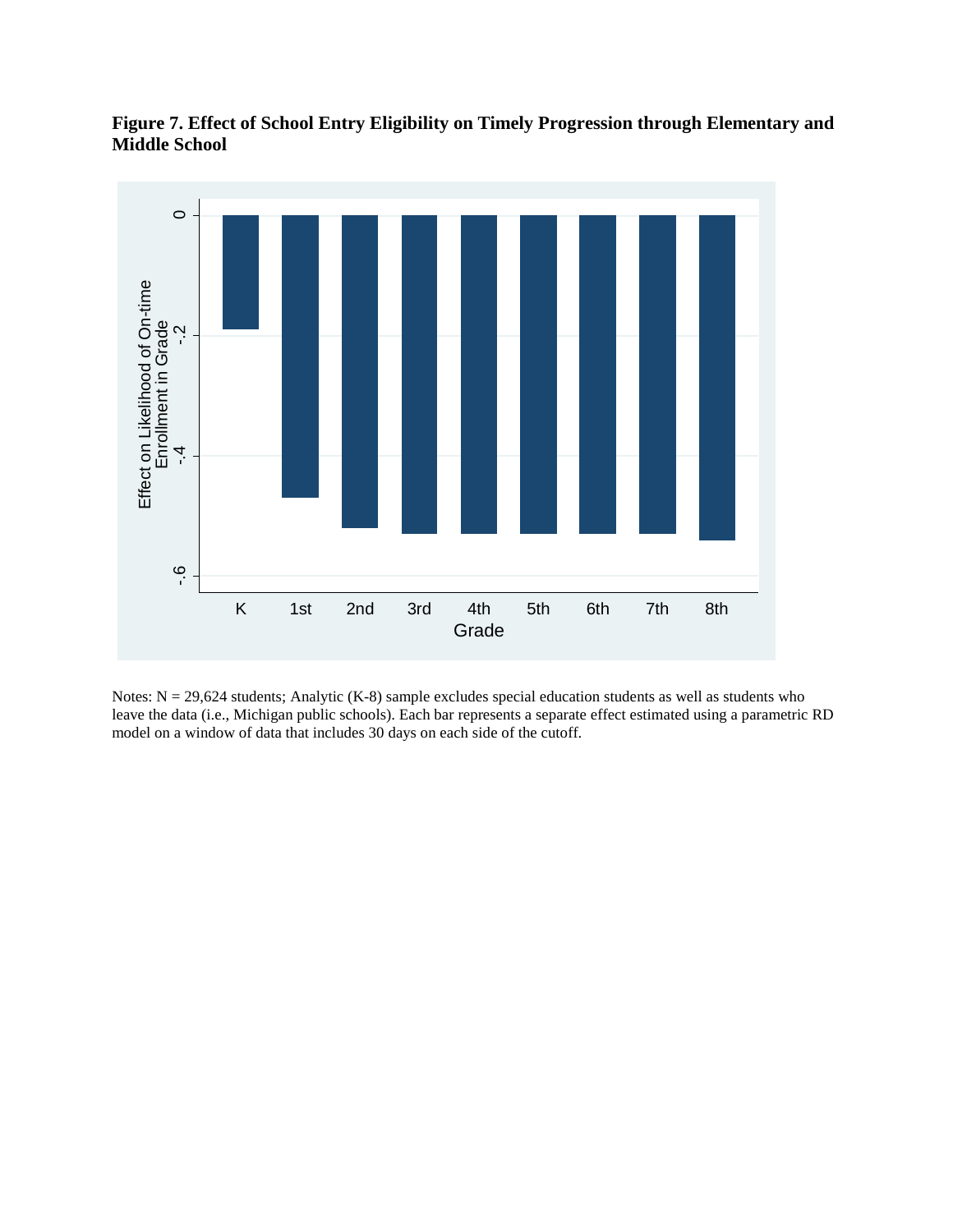**Figure 7. Effect of School Entry Eligibility on Timely Progression through Elementary and Middle School**

Effect on Likelihood of On-time Enrollment in Grade

0
-.2
-.4
-.6

K
1st
2nd
3rd
4th
5th
6th
7th
8th

Grade

Notes: N = 29,624 students; Analytic (K-8) sample excludes special education students as well as students who leave the data (i.e., Michigan public schools). Each bar represents a separate effect estimated using a parametric RD model on a window of data that includes 30 days on each side of the cutoff.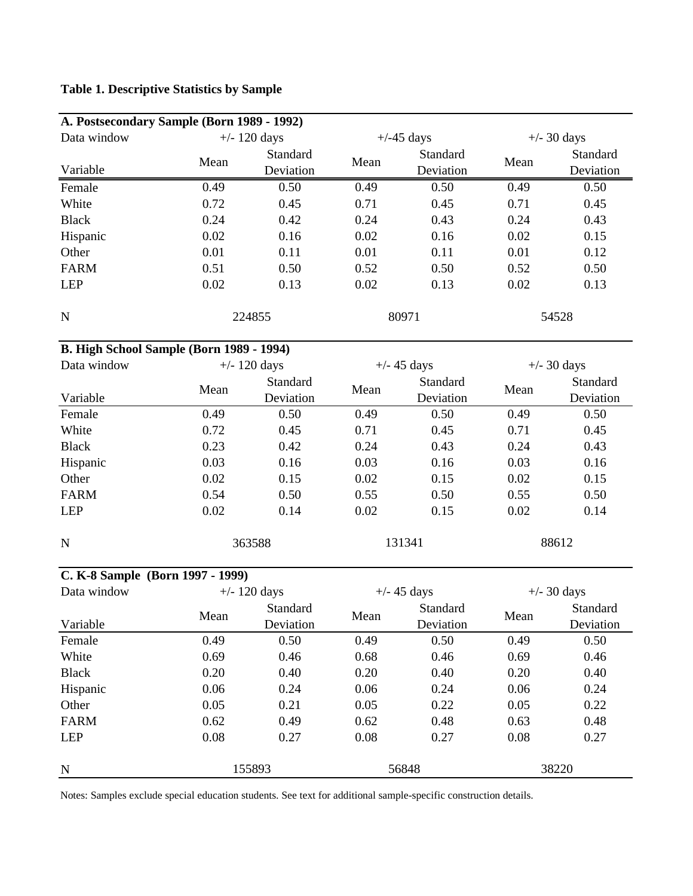**Table 1. Descriptive Statistics by Sample**

| **A. Postsecondary Sample (Born 1989 - 1992)** | | | | | | |
|---|---|---|---|---|---|---|
| Data window | +/- 120 days | | +/-45 days | | +/- 30 days | |
| Variable | Mean | Standard Deviation | Mean | Standard Deviation | Mean | Standard Deviation |
| Female | 0.49 | 0.50 | 0.49 | 0.50 | 0.49 | 0.50 |
| White | 0.72 | 0.45 | 0.71 | 0.45 | 0.71 | 0.45 |
| Black | 0.24 | 0.42 | 0.24 | 0.43 | 0.24 | 0.43 |
| Hispanic | 0.02 | 0.16 | 0.02 | 0.16 | 0.02 | 0.15 |
| Other | 0.01 | 0.11 | 0.01 | 0.11 | 0.01 | 0.12 |
| FARM | 0.51 | 0.50 | 0.52 | 0.50 | 0.52 | 0.50 |
| LEP | 0.02 | 0.13 | 0.02 | 0.13 | 0.02 | 0.13 |
| N | 224855 | | 80971 | | 54528 | |

| **B. High School Sample (Born 1989 - 1994)** | | | | | | |
|---|---|---|---|---|---|---|
| Data window | +/- 120 days | | +/- 45 days | | +/- 30 days | |
| Variable | Mean | Standard Deviation | Mean | Standard Deviation | Mean | Standard Deviation |
| Female | 0.49 | 0.50 | 0.49 | 0.50 | 0.49 | 0.50 |
| White | 0.72 | 0.45 | 0.71 | 0.45 | 0.71 | 0.45 |
| Black | 0.23 | 0.42 | 0.24 | 0.43 | 0.24 | 0.43 |
| Hispanic | 0.03 | 0.16 | 0.03 | 0.16 | 0.03 | 0.16 |
| Other | 0.02 | 0.15 | 0.02 | 0.15 | 0.02 | 0.15 |
| FARM | 0.54 | 0.50 | 0.55 | 0.50 | 0.55 | 0.50 |
| LEP | 0.02 | 0.14 | 0.02 | 0.15 | 0.02 | 0.14 |
| N | 363588 | | 131341 | | 88612 | |

| **C. K-8 Sample (Born 1997 - 1999)** | | | | | | |
|---|---|---|---|---|---|---|
| Data window | +/- 120 days | | +/- 45 days | | +/- 30 days | |
| Variable | Mean | Standard Deviation | Mean | Standard Deviation | Mean | Standard Deviation |
| Female | 0.49 | 0.50 | 0.49 | 0.50 | 0.49 | 0.50 |
| White | 0.69 | 0.46 | 0.68 | 0.46 | 0.69 | 0.46 |
| Black | 0.20 | 0.40 | 0.20 | 0.40 | 0.20 | 0.40 |
| Hispanic | 0.06 | 0.24 | 0.06 | 0.24 | 0.06 | 0.24 |
| Other | 0.05 | 0.21 | 0.05 | 0.22 | 0.05 | 0.22 |
| FARM | 0.62 | 0.49 | 0.62 | 0.48 | 0.63 | 0.48 |
| LEP | 0.08 | 0.27 | 0.08 | 0.27 | 0.08 | 0.27 |
| N | 155893 | | 56848 | | 38220 | |

Notes: Samples exclude special education students. See text for additional sample-specific construction details.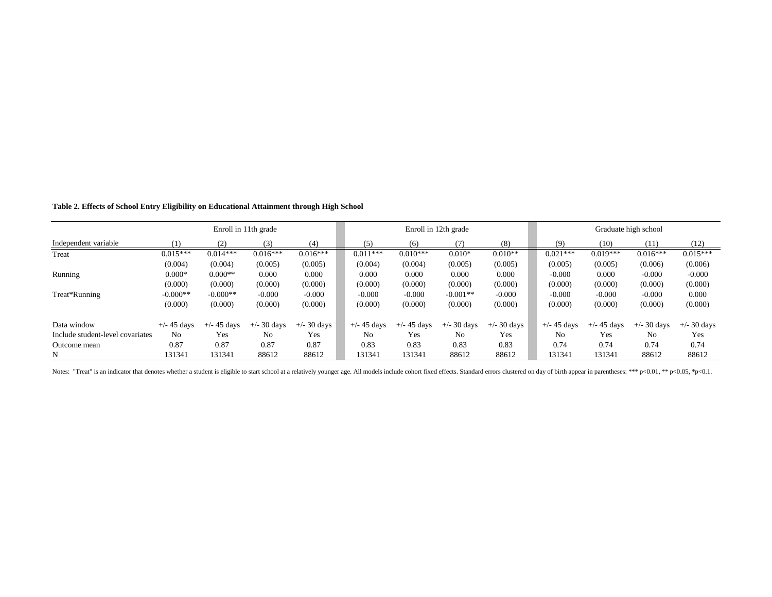**Table 2. Effects of School Entry Eligibility on Educational Attainment through High School**

| | Enroll in 11th grade | | | | Enroll in 12th grade | | | | Graduate high school | | | |
|---|---|---|---|---|---|---|---|---|---|---|---|---|
| Independent variable | (1) | (2) | (3) | (4) | (5) | (6) | (7) | (8) | (9) | (10) | (11) | (12) |
| Treat | 0.015*** | 0.014*** | 0.016*** | 0.016*** | 0.011*** | 0.010*** | 0.010* | 0.010** | 0.021*** | 0.019*** | 0.016*** | 0.015*** |
| | (0.004) | (0.004) | (0.005) | (0.005) | (0.004) | (0.004) | (0.005) | (0.005) | (0.005) | (0.005) | (0.006) | (0.006) |
| Running | 0.000* | 0.000** | 0.000 | 0.000 | 0.000 | 0.000 | 0.000 | 0.000 | -0.000 | 0.000 | -0.000 | -0.000 |
| | (0.000) | (0.000) | (0.000) | (0.000) | (0.000) | (0.000) | (0.000) | (0.000) | (0.000) | (0.000) | (0.000) | (0.000) |
| Treat*Running | -0.000** | -0.000** | -0.000 | -0.000 | -0.000 | -0.000 | -0.001** | -0.000 | -0.000 | -0.000 | -0.000 | 0.000 |
| | (0.000) | (0.000) | (0.000) | (0.000) | (0.000) | (0.000) | (0.000) | (0.000) | (0.000) | (0.000) | (0.000) | (0.000) |
| Data window | +/- 45 days | +/- 45 days | +/- 30 days | +/- 30 days | +/- 45 days | +/- 45 days | +/- 30 days | +/- 30 days | +/- 45 days | +/- 45 days | +/- 30 days | +/- 30 days |
| Include student-level covariates | No | Yes | No | Yes | No | Yes | No | Yes | No | Yes | No | Yes |
| Outcome mean | 0.87 | 0.87 | 0.87 | 0.87 | 0.83 | 0.83 | 0.83 | 0.83 | 0.74 | 0.74 | 0.74 | 0.74 |
| N | 131341 | 131341 | 88612 | 88612 | 131341 | 131341 | 88612 | 88612 | 131341 | 131341 | 88612 | 88612 |

Notes: "Treat" is an indicator that denotes whether a student is eligible to start school at a relatively younger age. All models include cohort fixed effects. Standard errors clustered on day of birth appear in parentheses: *** $p<0.01$, ** $p<0.05$, * $p<0.1$.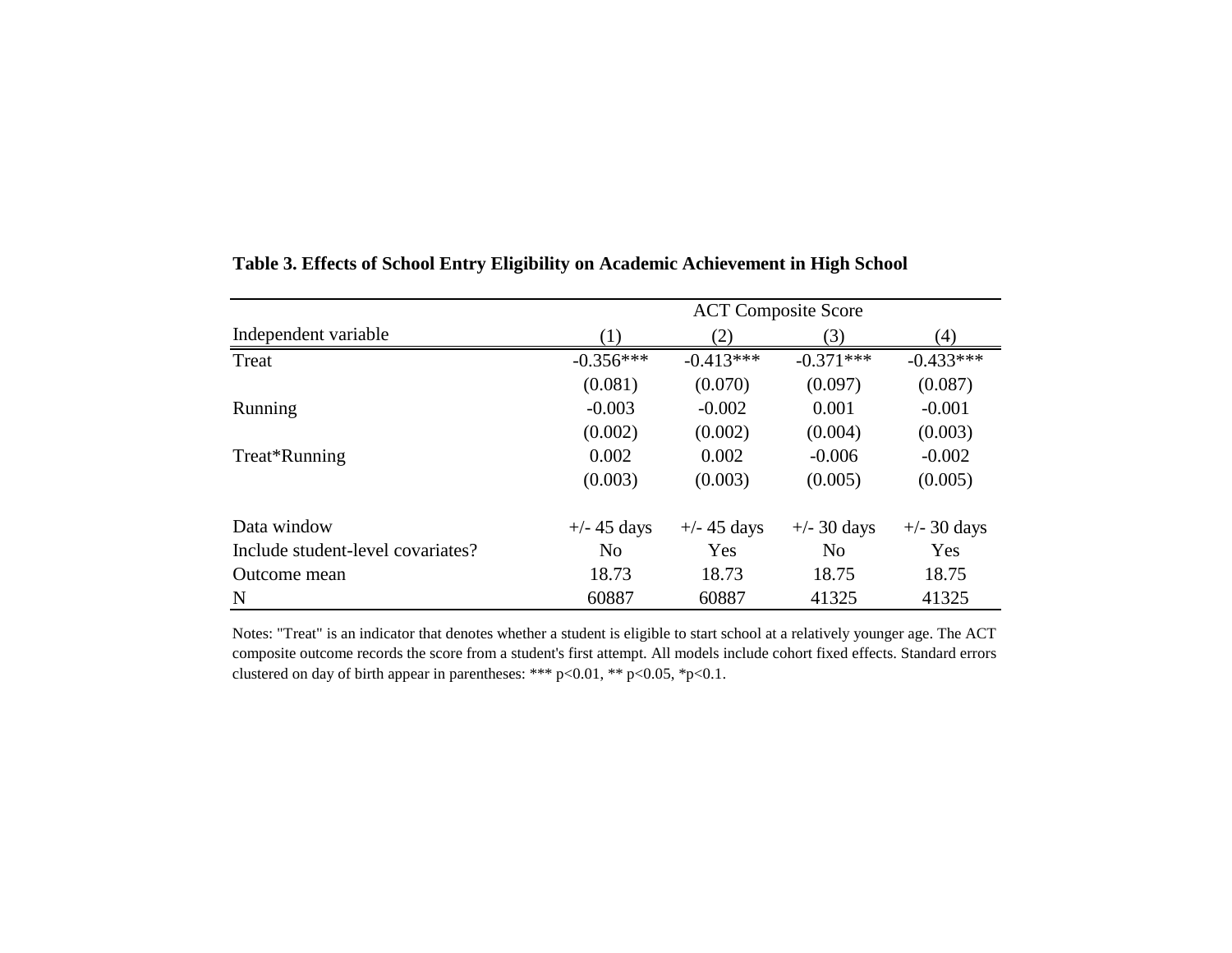**Table 3. Effects of School Entry Eligibility on Academic Achievement in High School**

| | ACT Composite Score | | | |
|---|---|---|---|---|
| Independent variable | (1) | (2) | (3) | (4) |
| Treat | -0.356*** | -0.413*** | -0.371*** | -0.433*** |
| | (0.081) | (0.070) | (0.097) | (0.087) |
| Running | -0.003 | -0.002 | 0.001 | -0.001 |
| | (0.002) | (0.002) | (0.004) | (0.003) |
| Treat*Running | 0.002 | 0.002 | -0.006 | -0.002 |
| | (0.003) | (0.003) | (0.005) | (0.005) |
| | | | | |
| Data window | +/- 45 days | +/- 45 days | +/- 30 days | +/- 30 days |
| Include student-level covariates? | No | Yes | No | Yes |
| Outcome mean | 18.73 | 18.73 | 18.75 | 18.75 |
| N | 60887 | 60887 | 41325 | 41325 |

Notes: "Treat" is an indicator that denotes whether a student is eligible to start school at a relatively younger age. The ACT composite outcome records the score from a student's first attempt. All models include cohort fixed effects. Standard errors clustered on day of birth appear in parentheses: *** p<0.01, ** p<0.05, *p<0.1.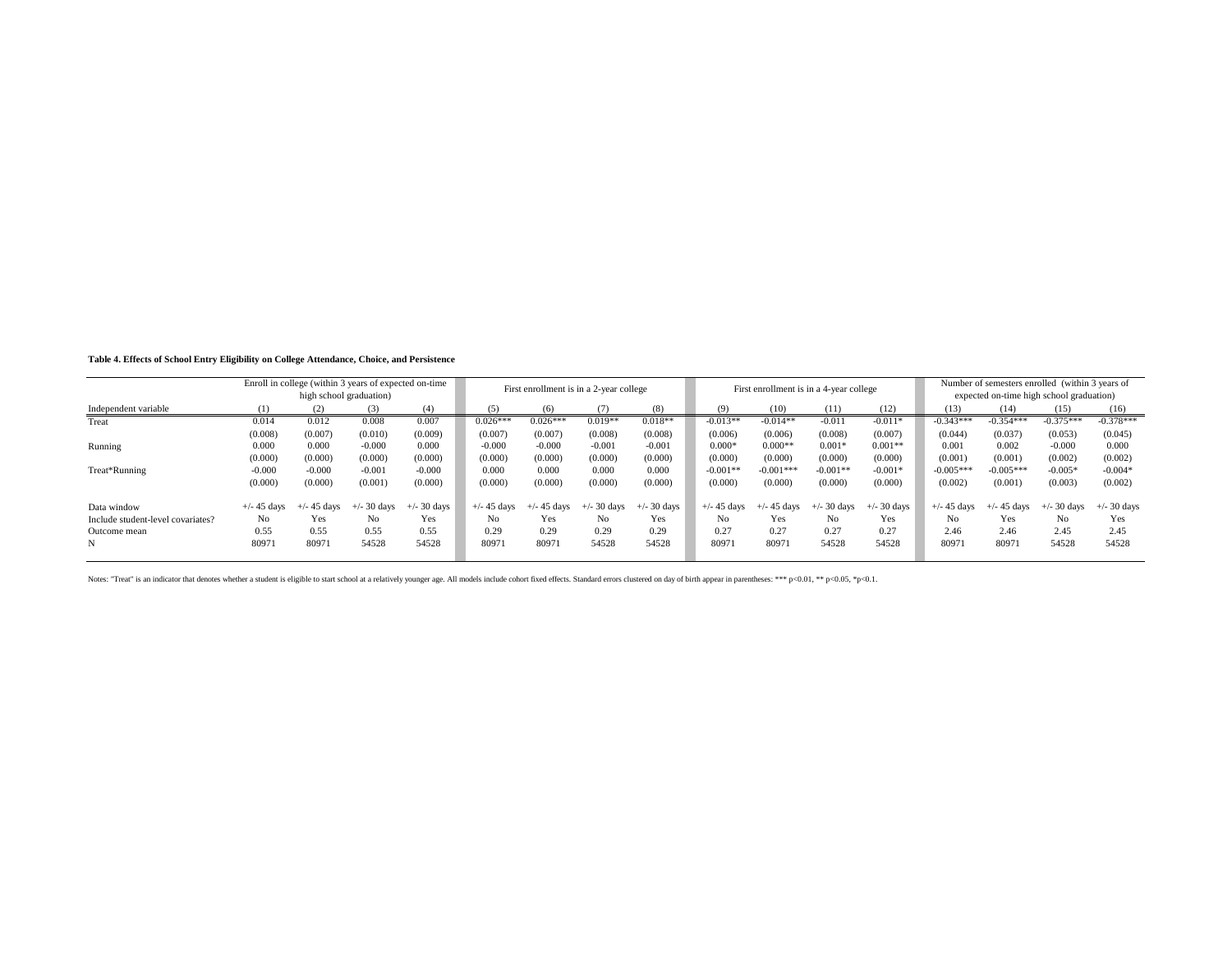**Table 4. Effects of School Entry Eligibility on College Attendance, Choice, and Persistence**

| | Enroll in college (within 3 years of expected on-time high school graduation) | | | | First enrollment is in a 2-year college | | | | First enrollment is in a 4-year college | | | | Number of semesters enrolled (within 3 years of expected on-time high school graduation) | | | |
|---|---|---|---|---|---|---|---|---|---|---|---|---|---|---|---|---|
| Independent variable | (1) | (2) | (3) | (4) | (5) | (6) | (7) | (8) | (9) | (10) | (11) | (12) | (13) | (14) | (15) | (16) |
| Treat | 0.014 | 0.012 | 0.008 | 0.007 | 0.026*** | 0.026*** | 0.019** | 0.018** | -0.013** | -0.014** | -0.011 | -0.011* | -0.343*** | -0.354*** | -0.375*** | -0.378*** |
| | (0.008) | (0.007) | (0.010) | (0.009) | (0.007) | (0.007) | (0.008) | (0.008) | (0.006) | (0.006) | (0.008) | (0.007) | (0.044) | (0.037) | (0.053) | (0.045) |
| Running | 0.000 | 0.000 | -0.000 | 0.000 | -0.000 | -0.000 | -0.001 | -0.001 | 0.000* | 0.000** | 0.001* | 0.001** | 0.001 | 0.002 | -0.000 | 0.000 |
| | (0.000) | (0.000) | (0.000) | (0.000) | (0.000) | (0.000) | (0.000) | (0.000) | (0.000) | (0.000) | (0.000) | (0.000) | (0.001) | (0.001) | (0.002) | (0.002) |
| Treat*Running | -0.000 | -0.000 | -0.001 | -0.000 | 0.000 | 0.000 | 0.000 | 0.000 | -0.001** | -0.001*** | -0.001** | -0.001* | -0.005*** | -0.005*** | -0.005* | -0.004* |
| | (0.000) | (0.000) | (0.001) | (0.000) | (0.000) | (0.000) | (0.000) | (0.000) | (0.000) | (0.000) | (0.000) | (0.000) | (0.002) | (0.001) | (0.003) | (0.002) |
| Data window | +/- 45 days | +/- 45 days | +/- 30 days | +/- 30 days | +/- 45 days | +/- 45 days | +/- 30 days | +/- 30 days | +/- 45 days | +/- 45 days | +/- 30 days | +/- 30 days | +/- 45 days | +/- 45 days | +/- 30 days | +/- 30 days |
| Include student-level covariates? | No | Yes | No | Yes | No | Yes | No | Yes | No | Yes | No | Yes | No | Yes | No | Yes |
| Outcome mean | 0.55 | 0.55 | 0.55 | 0.55 | 0.29 | 0.29 | 0.29 | 0.29 | 0.27 | 0.27 | 0.27 | 0.27 | 2.46 | 2.46 | 2.45 | 2.45 |
| N | 80971 | 80971 | 54528 | 54528 | 80971 | 80971 | 54528 | 54528 | 80971 | 80971 | 54528 | 54528 | 80971 | 80971 | 54528 | 54528 |

Notes: "Treat" is an indicator that denotes whether a student is eligible to start school at a relatively younger age. All models include cohort fixed effects. Standard errors clustered on day of birth appear in parentheses: *** p<0.01, ** p<0.05, *p<0.1.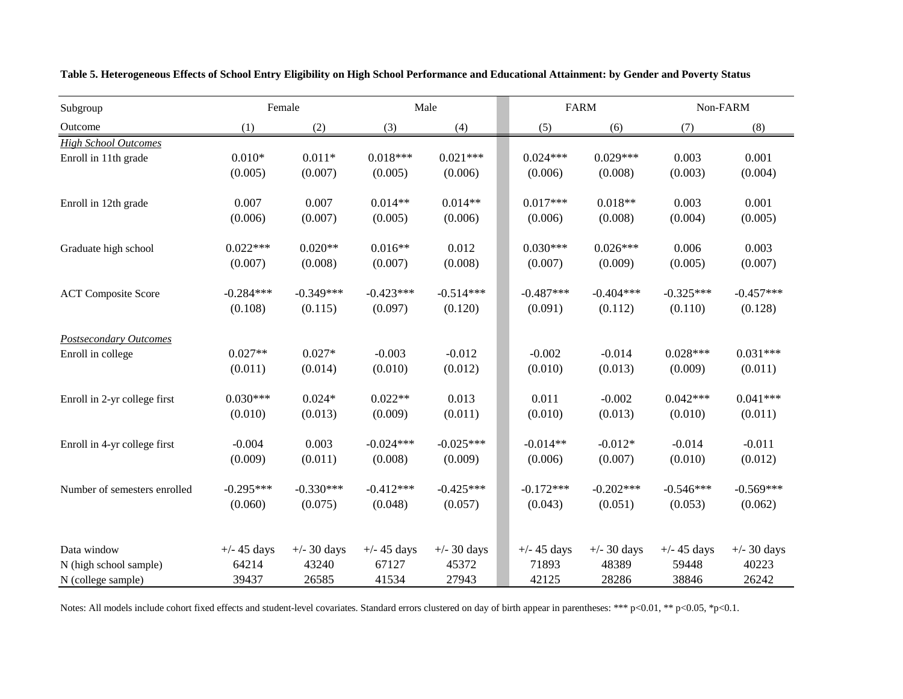**Table 5. Heterogeneous Effects of School Entry Eligibility on High School Performance and Educational Attainment: by Gender and Poverty Status**

| Subgroup | Female | | Male | | FARM | | Non-FARM | |
|---|---|---|---|---|---|---|---|---|
| Outcome | (1) | (2) | (3) | (4) | (5) | (6) | (7) | (8) |
| *High School Outcomes* | | | | | | | | |
| Enroll in 11th grade | 0.010* | 0.011* | 0.018*** | 0.021*** | 0.024*** | 0.029*** | 0.003 | 0.001 |
| | (0.005) | (0.007) | (0.005) | (0.006) | (0.006) | (0.008) | (0.003) | (0.004) |
| Enroll in 12th grade | 0.007 | 0.007 | 0.014** | 0.014** | 0.017*** | 0.018** | 0.003 | 0.001 |
| | (0.006) | (0.007) | (0.005) | (0.006) | (0.006) | (0.008) | (0.004) | (0.005) |
| Graduate high school | 0.022*** | 0.020** | 0.016** | 0.012 | 0.030*** | 0.026*** | 0.006 | 0.003 |
| | (0.007) | (0.008) | (0.007) | (0.008) | (0.007) | (0.009) | (0.005) | (0.007) |
| ACT Composite Score | -0.284*** | -0.349*** | -0.423*** | -0.514*** | -0.487*** | -0.404*** | -0.325*** | -0.457*** |
| | (0.108) | (0.115) | (0.097) | (0.120) | (0.091) | (0.112) | (0.110) | (0.128) |
| *Postsecondary Outcomes* | | | | | | | | |
| Enroll in college | 0.027** | 0.027* | -0.003 | -0.012 | -0.002 | -0.014 | 0.028*** | 0.031*** |
| | (0.011) | (0.014) | (0.010) | (0.012) | (0.010) | (0.013) | (0.009) | (0.011) |
| Enroll in 2-yr college first | 0.030*** | 0.024* | 0.022** | 0.013 | 0.011 | -0.002 | 0.042*** | 0.041*** |
| | (0.010) | (0.013) | (0.009) | (0.011) | (0.010) | (0.013) | (0.010) | (0.011) |
| Enroll in 4-yr college first | -0.004 | 0.003 | -0.024*** | -0.025*** | -0.014** | -0.012* | -0.014 | -0.011 |
| | (0.009) | (0.011) | (0.008) | (0.009) | (0.006) | (0.007) | (0.010) | (0.012) |
| Number of semesters enrolled | -0.295*** | -0.330*** | -0.412*** | -0.425*** | -0.172*** | -0.202*** | -0.546*** | -0.569*** |
| | (0.060) | (0.075) | (0.048) | (0.057) | (0.043) | (0.051) | (0.053) | (0.062) |
| Data window | +/- 45 days | +/- 30 days | +/- 45 days | +/- 30 days | +/- 45 days | +/- 30 days | +/- 45 days | +/- 30 days |
| N (high school sample) | 64214 | 43240 | 67127 | 45372 | 71893 | 48389 | 59448 | 40223 |
| N (college sample) | 39437 | 26585 | 41534 | 27943 | 42125 | 28286 | 38846 | 26242 |

Notes: All models include cohort fixed effects and student-level covariates. Standard errors clustered on day of birth appear in parentheses: *** p<0.01, ** p<0.05, *p<0.1.